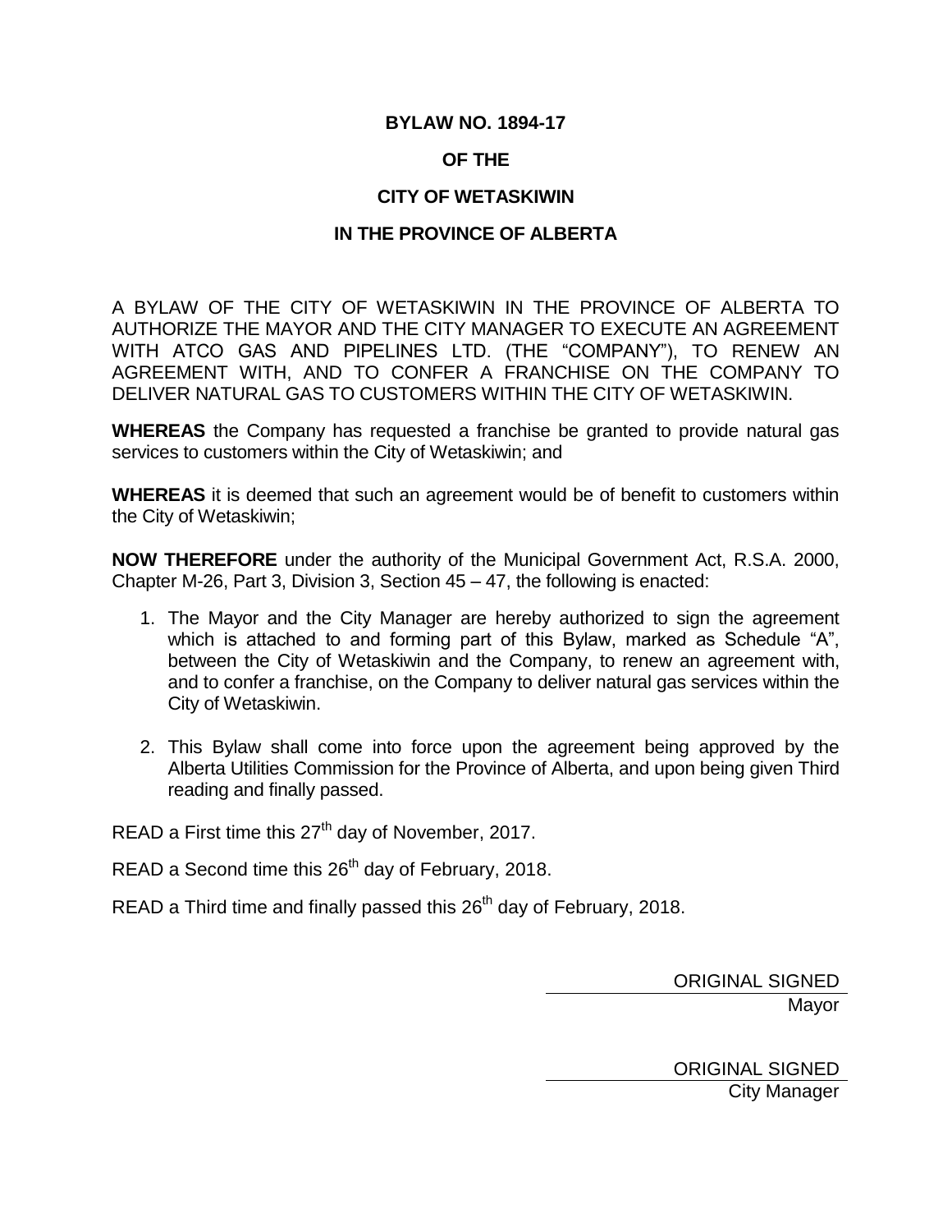# BYLAW NO. 1894-17

# OF THE

# CITY OF WETASKIWIN

# IN THE PROVINCE OF ALBERTA

A BYLAW OF THE CITY OF WETASKIWIN IN THE PROVINCE OF ALBERTA TO AUTHORIZE THE MAYOR AND THE CITY MANAGER TO EXECUTE AN AGREEMENT WITH ATCO GAS AND PIPELINES LTD. (THE "COMPANY"), TO RENEW AN AGREEMENT WITH, AND TO CONFER A FRANCHISE ON THE COMPANY TO DELIVER NATURAL GAS TO CUSTOMERS WITHIN THE CITY OF WETASKIWIN.

**WHEREAS** the Company has requested a franchise be granted to provide natural gas services to customers within the City of Wetaskiwin; and

**WHEREAS** it is deemed that such an agreement would be of benefit to customers within the City of Wetaskiwin;

**NOW THEREFORE** under the authority of the Municipal Government Act, R.S.A. 2000, Chapter M-26, Part 3, Division 3, Section 45 – 47, the following is enacted:

1. The Mayor and the City Manager are hereby authorized to sign the agreement which is attached to and forming part of this Bylaw, marked as Schedule "A", between the City of Wetaskiwin and the Company, to renew an agreement with, and to confer a franchise, on the Company to deliver natural gas services within the City of Wetaskiwin.

2. This Bylaw shall come into force upon the agreement being approved by the Alberta Utilities Commission for the Province of Alberta, and upon being given Third reading and finally passed.

READ a First time this 27th day of November, 2017.

READ a Second time this 26th day of February, 2018.

READ a Third time and finally passed this 26th day of February, 2018.

ORIGINAL SIGNED
Mayor

ORIGINAL SIGNED
City Manager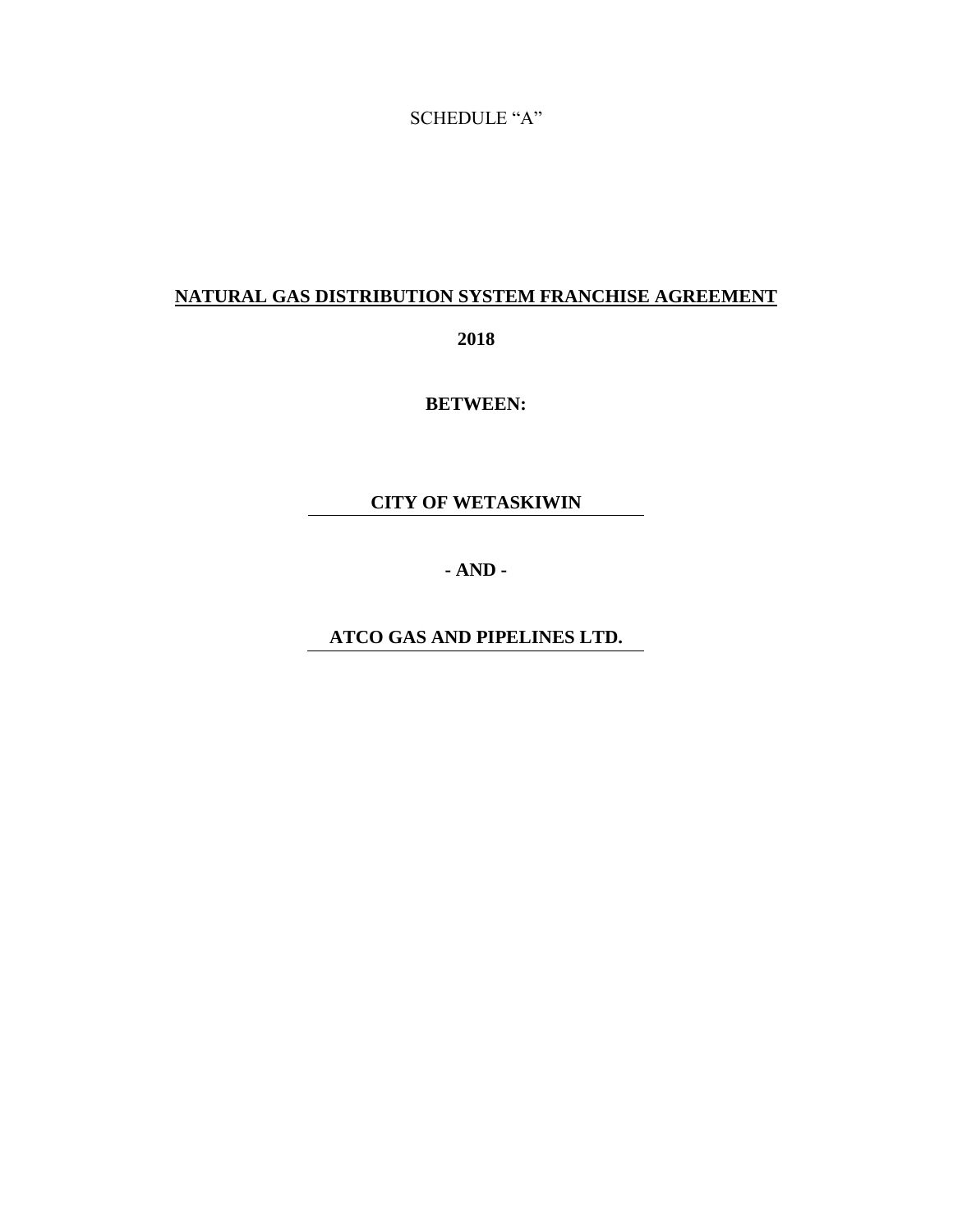SCHEDULE "A"

# NATURAL GAS DISTRIBUTION SYSTEM FRANCHISE AGREEMENT

**2018**

**BETWEEN:**

**CITY OF WETASKIWIN**

**- AND -**

**ATCO GAS AND PIPELINES LTD.**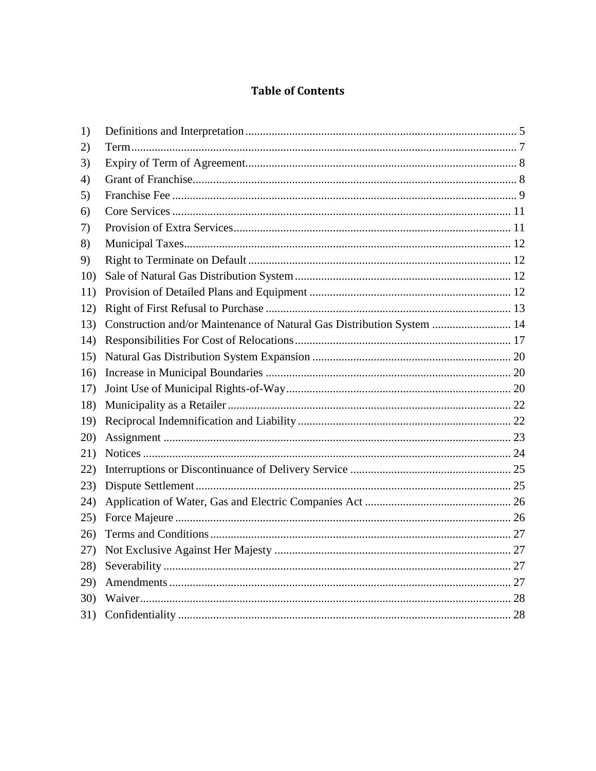# Table of Contents

1) Definitions and Interpretation ... 5
2) Term ... 7
3) Expiry of Term of Agreement ... 8
4) Grant of Franchise ... 8
5) Franchise Fee ... 9
6) Core Services ... 11
7) Provision of Extra Services ... 11
8) Municipal Taxes ... 12
9) Right to Terminate on Default ... 12
10) Sale of Natural Gas Distribution System ... 12
11) Provision of Detailed Plans and Equipment ... 12
12) Right of First Refusal to Purchase ... 13
13) Construction and/or Maintenance of Natural Gas Distribution System ... 14
14) Responsibilities For Cost of Relocations ... 17
15) Natural Gas Distribution System Expansion ... 20
16) Increase in Municipal Boundaries ... 20
17) Joint Use of Municipal Rights-of-Way ... 20
18) Municipality as a Retailer ... 22
19) Reciprocal Indemnification and Liability ... 22
20) Assignment ... 23
21) Notices ... 24
22) Interruptions or Discontinuance of Delivery Service ... 25
23) Dispute Settlement ... 25
24) Application of Water, Gas and Electric Companies Act ... 26
25) Force Majeure ... 26
26) Terms and Conditions ... 27
27) Not Exclusive Against Her Majesty ... 27
28) Severability ... 27
29) Amendments ... 27
30) Waiver ... 28
31) Confidentiality ... 28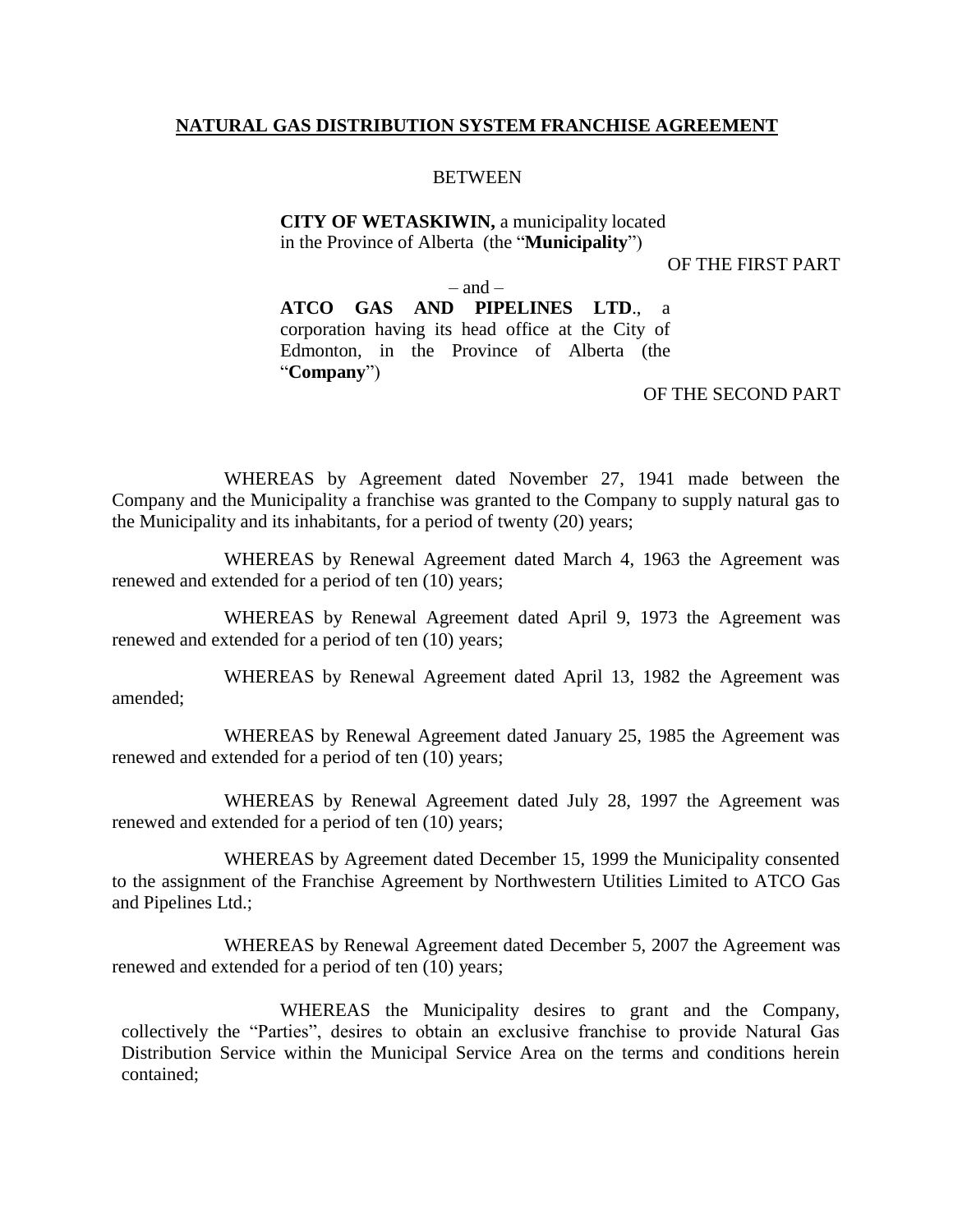**NATURAL GAS DISTRIBUTION SYSTEM FRANCHISE AGREEMENT**

BETWEEN

**CITY OF WETASKIWIN,** a municipality located in the Province of Alberta (the "**Municipality**")

OF THE FIRST PART

– and –

**ATCO GAS AND PIPELINES LTD**., a corporation having its head office at the City of Edmonton, in the Province of Alberta (the "**Company**")

OF THE SECOND PART

WHEREAS by Agreement dated November 27, 1941 made between the Company and the Municipality a franchise was granted to the Company to supply natural gas to the Municipality and its inhabitants, for a period of twenty (20) years;

WHEREAS by Renewal Agreement dated March 4, 1963 the Agreement was renewed and extended for a period of ten (10) years;

WHEREAS by Renewal Agreement dated April 9, 1973 the Agreement was renewed and extended for a period of ten (10) years;

WHEREAS by Renewal Agreement dated April 13, 1982 the Agreement was amended;

WHEREAS by Renewal Agreement dated January 25, 1985 the Agreement was renewed and extended for a period of ten (10) years;

WHEREAS by Renewal Agreement dated July 28, 1997 the Agreement was renewed and extended for a period of ten (10) years;

WHEREAS by Agreement dated December 15, 1999 the Municipality consented to the assignment of the Franchise Agreement by Northwestern Utilities Limited to ATCO Gas and Pipelines Ltd.;

WHEREAS by Renewal Agreement dated December 5, 2007 the Agreement was renewed and extended for a period of ten (10) years;

WHEREAS the Municipality desires to grant and the Company, collectively the "Parties", desires to obtain an exclusive franchise to provide Natural Gas Distribution Service within the Municipal Service Area on the terms and conditions herein contained;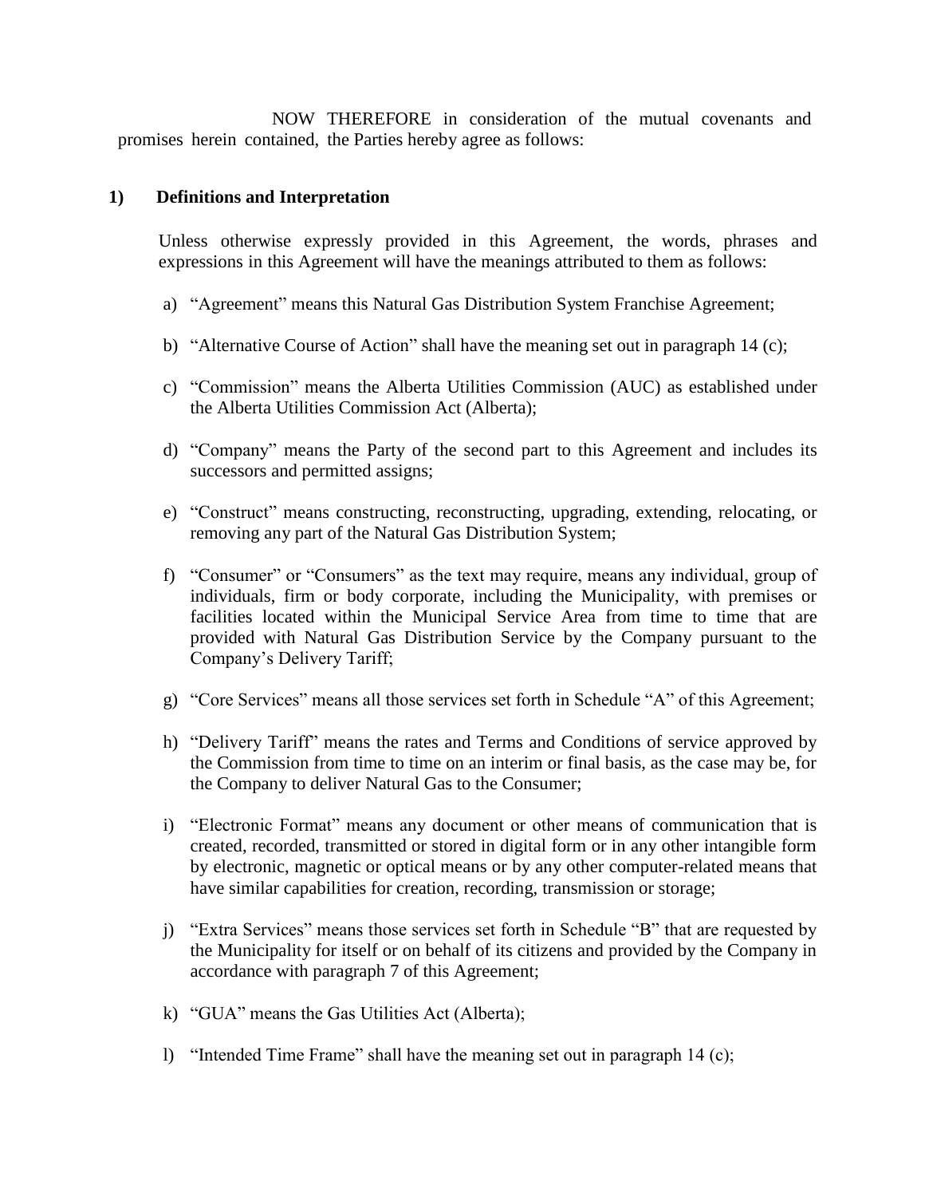NOW THEREFORE in consideration of the mutual covenants and promises herein contained, the Parties hereby agree as follows:

## 1) Definitions and Interpretation

Unless otherwise expressly provided in this Agreement, the words, phrases and expressions in this Agreement will have the meanings attributed to them as follows:

a) "Agreement" means this Natural Gas Distribution System Franchise Agreement;

b) "Alternative Course of Action" shall have the meaning set out in paragraph 14 (c);

c) "Commission" means the Alberta Utilities Commission (AUC) as established under the Alberta Utilities Commission Act (Alberta);

d) "Company" means the Party of the second part to this Agreement and includes its successors and permitted assigns;

e) "Construct" means constructing, reconstructing, upgrading, extending, relocating, or removing any part of the Natural Gas Distribution System;

f) "Consumer" or "Consumers" as the text may require, means any individual, group of individuals, firm or body corporate, including the Municipality, with premises or facilities located within the Municipal Service Area from time to time that are provided with Natural Gas Distribution Service by the Company pursuant to the Company's Delivery Tariff;

g) "Core Services" means all those services set forth in Schedule "A" of this Agreement;

h) "Delivery Tariff" means the rates and Terms and Conditions of service approved by the Commission from time to time on an interim or final basis, as the case may be, for the Company to deliver Natural Gas to the Consumer;

i) "Electronic Format" means any document or other means of communication that is created, recorded, transmitted or stored in digital form or in any other intangible form by electronic, magnetic or optical means or by any other computer-related means that have similar capabilities for creation, recording, transmission or storage;

j) "Extra Services" means those services set forth in Schedule "B" that are requested by the Municipality for itself or on behalf of its citizens and provided by the Company in accordance with paragraph 7 of this Agreement;

k) "GUA" means the Gas Utilities Act (Alberta);

l) "Intended Time Frame" shall have the meaning set out in paragraph 14 (c);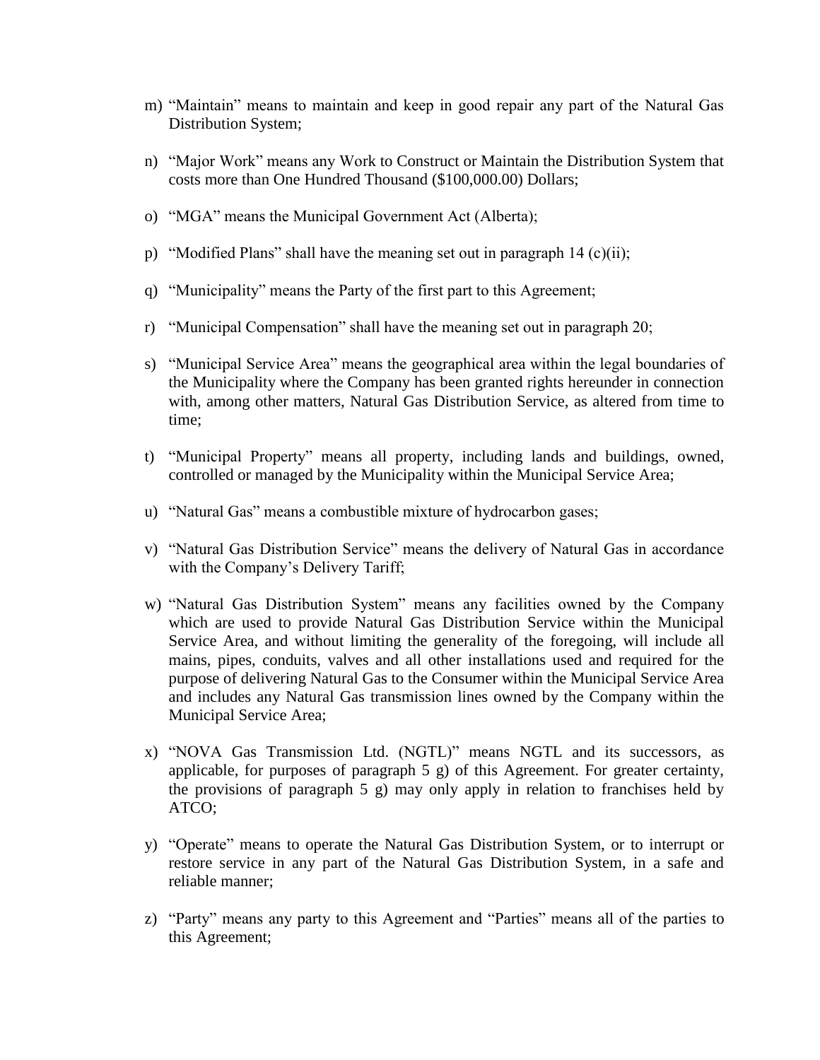m) "Maintain" means to maintain and keep in good repair any part of the Natural Gas Distribution System;

n) "Major Work" means any Work to Construct or Maintain the Distribution System that costs more than One Hundred Thousand ($100,000.00) Dollars;

o) "MGA" means the Municipal Government Act (Alberta);

p) "Modified Plans" shall have the meaning set out in paragraph 14 (c)(ii);

q) "Municipality" means the Party of the first part to this Agreement;

r) "Municipal Compensation" shall have the meaning set out in paragraph 20;

s) "Municipal Service Area" means the geographical area within the legal boundaries of the Municipality where the Company has been granted rights hereunder in connection with, among other matters, Natural Gas Distribution Service, as altered from time to time;

t) "Municipal Property" means all property, including lands and buildings, owned, controlled or managed by the Municipality within the Municipal Service Area;

u) "Natural Gas" means a combustible mixture of hydrocarbon gases;

v) "Natural Gas Distribution Service" means the delivery of Natural Gas in accordance with the Company's Delivery Tariff;

w) "Natural Gas Distribution System" means any facilities owned by the Company which are used to provide Natural Gas Distribution Service within the Municipal Service Area, and without limiting the generality of the foregoing, will include all mains, pipes, conduits, valves and all other installations used and required for the purpose of delivering Natural Gas to the Consumer within the Municipal Service Area and includes any Natural Gas transmission lines owned by the Company within the Municipal Service Area;

x) "NOVA Gas Transmission Ltd. (NGTL)" means NGTL and its successors, as applicable, for purposes of paragraph 5 g) of this Agreement. For greater certainty, the provisions of paragraph 5 g) may only apply in relation to franchises held by ATCO;

y) "Operate" means to operate the Natural Gas Distribution System, or to interrupt or restore service in any part of the Natural Gas Distribution System, in a safe and reliable manner;

z) "Party" means any party to this Agreement and "Parties" means all of the parties to this Agreement;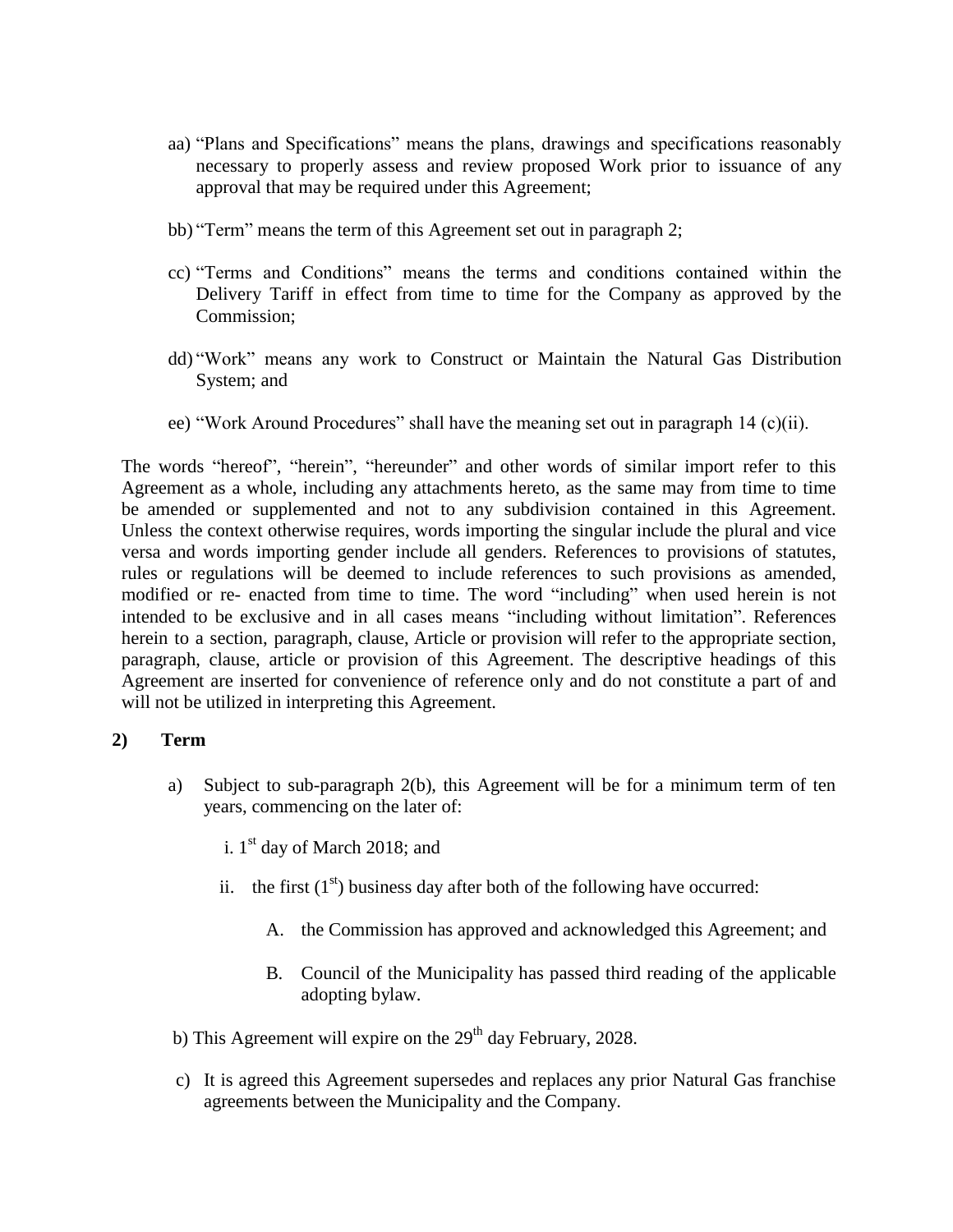aa) "Plans and Specifications" means the plans, drawings and specifications reasonably necessary to properly assess and review proposed Work prior to issuance of any approval that may be required under this Agreement;

bb) "Term" means the term of this Agreement set out in paragraph 2;

cc) "Terms and Conditions" means the terms and conditions contained within the Delivery Tariff in effect from time to time for the Company as approved by the Commission;

dd) "Work" means any work to Construct or Maintain the Natural Gas Distribution System; and

ee) "Work Around Procedures" shall have the meaning set out in paragraph 14 (c)(ii).

The words "hereof", "herein", "hereunder" and other words of similar import refer to this Agreement as a whole, including any attachments hereto, as the same may from time to time be amended or supplemented and not to any subdivision contained in this Agreement. Unless the context otherwise requires, words importing the singular include the plural and vice versa and words importing gender include all genders. References to provisions of statutes, rules or regulations will be deemed to include references to such provisions as amended, modified or re- enacted from time to time. The word "including" when used herein is not intended to be exclusive and in all cases means "including without limitation". References herein to a section, paragraph, clause, Article or provision will refer to the appropriate section, paragraph, clause, article or provision of this Agreement. The descriptive headings of this Agreement are inserted for convenience of reference only and do not constitute a part of and will not be utilized in interpreting this Agreement.

## 2) Term

a) Subject to sub-paragraph 2(b), this Agreement will be for a minimum term of ten years, commencing on the later of:

   i. 1st day of March 2018; and

   ii. the first (1st) business day after both of the following have occurred:

      A. the Commission has approved and acknowledged this Agreement; and

      B. Council of the Municipality has passed third reading of the applicable adopting bylaw.

b) This Agreement will expire on the 29th day February, 2028.

c) It is agreed this Agreement supersedes and replaces any prior Natural Gas franchise agreements between the Municipality and the Company.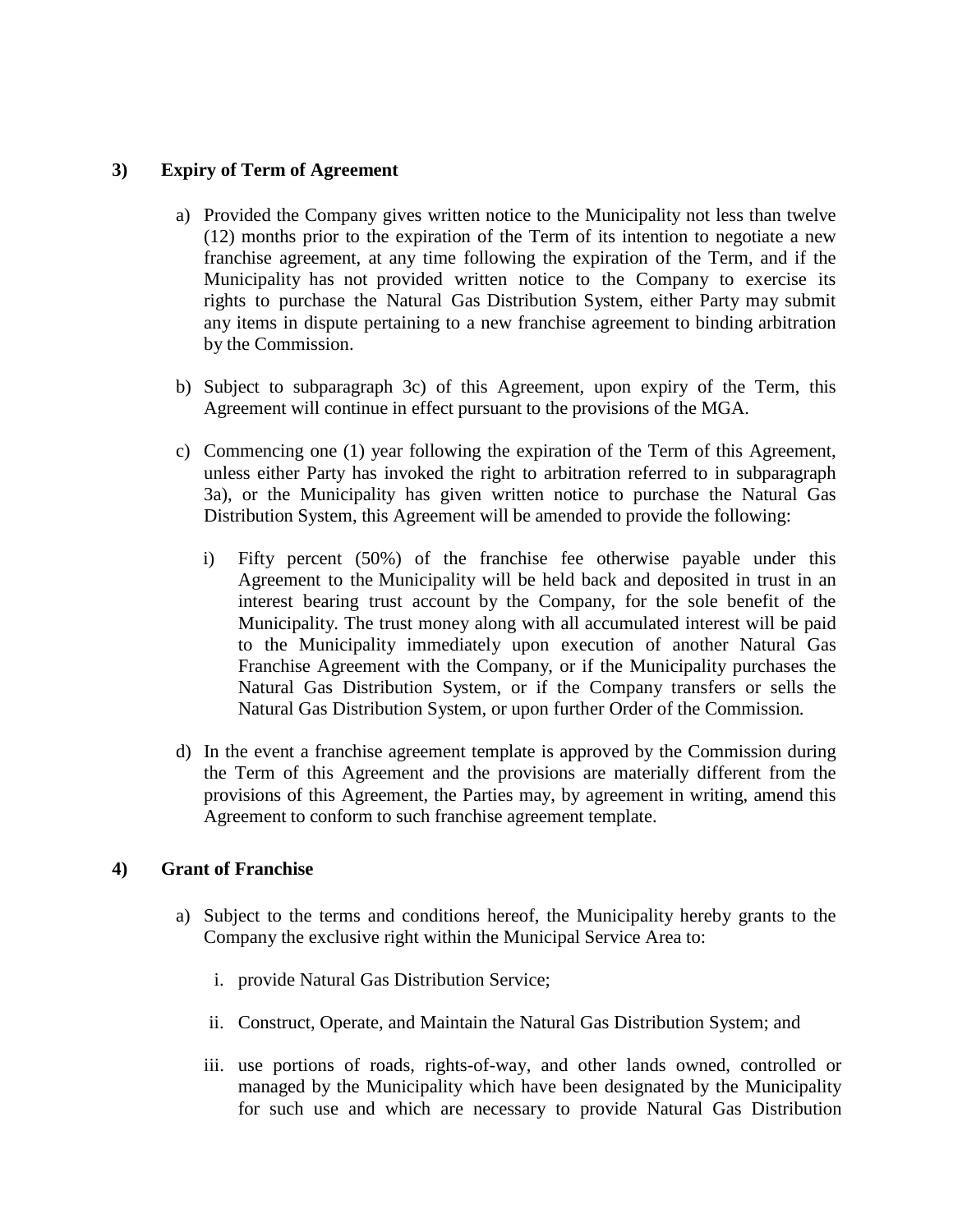## 3) Expiry of Term of Agreement

a) Provided the Company gives written notice to the Municipality not less than twelve (12) months prior to the expiration of the Term of its intention to negotiate a new franchise agreement, at any time following the expiration of the Term, and if the Municipality has not provided written notice to the Company to exercise its rights to purchase the Natural Gas Distribution System, either Party may submit any items in dispute pertaining to a new franchise agreement to binding arbitration by the Commission.

b) Subject to subparagraph 3c) of this Agreement, upon expiry of the Term, this Agreement will continue in effect pursuant to the provisions of the MGA.

c) Commencing one (1) year following the expiration of the Term of this Agreement, unless either Party has invoked the right to arbitration referred to in subparagraph 3a), or the Municipality has given written notice to purchase the Natural Gas Distribution System, this Agreement will be amended to provide the following:

   i) Fifty percent (50%) of the franchise fee otherwise payable under this Agreement to the Municipality will be held back and deposited in trust in an interest bearing trust account by the Company, for the sole benefit of the Municipality. The trust money along with all accumulated interest will be paid to the Municipality immediately upon execution of another Natural Gas Franchise Agreement with the Company, or if the Municipality purchases the Natural Gas Distribution System, or if the Company transfers or sells the Natural Gas Distribution System, or upon further Order of the Commission.

d) In the event a franchise agreement template is approved by the Commission during the Term of this Agreement and the provisions are materially different from the provisions of this Agreement, the Parties may, by agreement in writing, amend this Agreement to conform to such franchise agreement template.

## 4) Grant of Franchise

a) Subject to the terms and conditions hereof, the Municipality hereby grants to the Company the exclusive right within the Municipal Service Area to:

   i. provide Natural Gas Distribution Service;

   ii. Construct, Operate, and Maintain the Natural Gas Distribution System; and

   iii. use portions of roads, rights-of-way, and other lands owned, controlled or managed by the Municipality which have been designated by the Municipality for such use and which are necessary to provide Natural Gas Distribution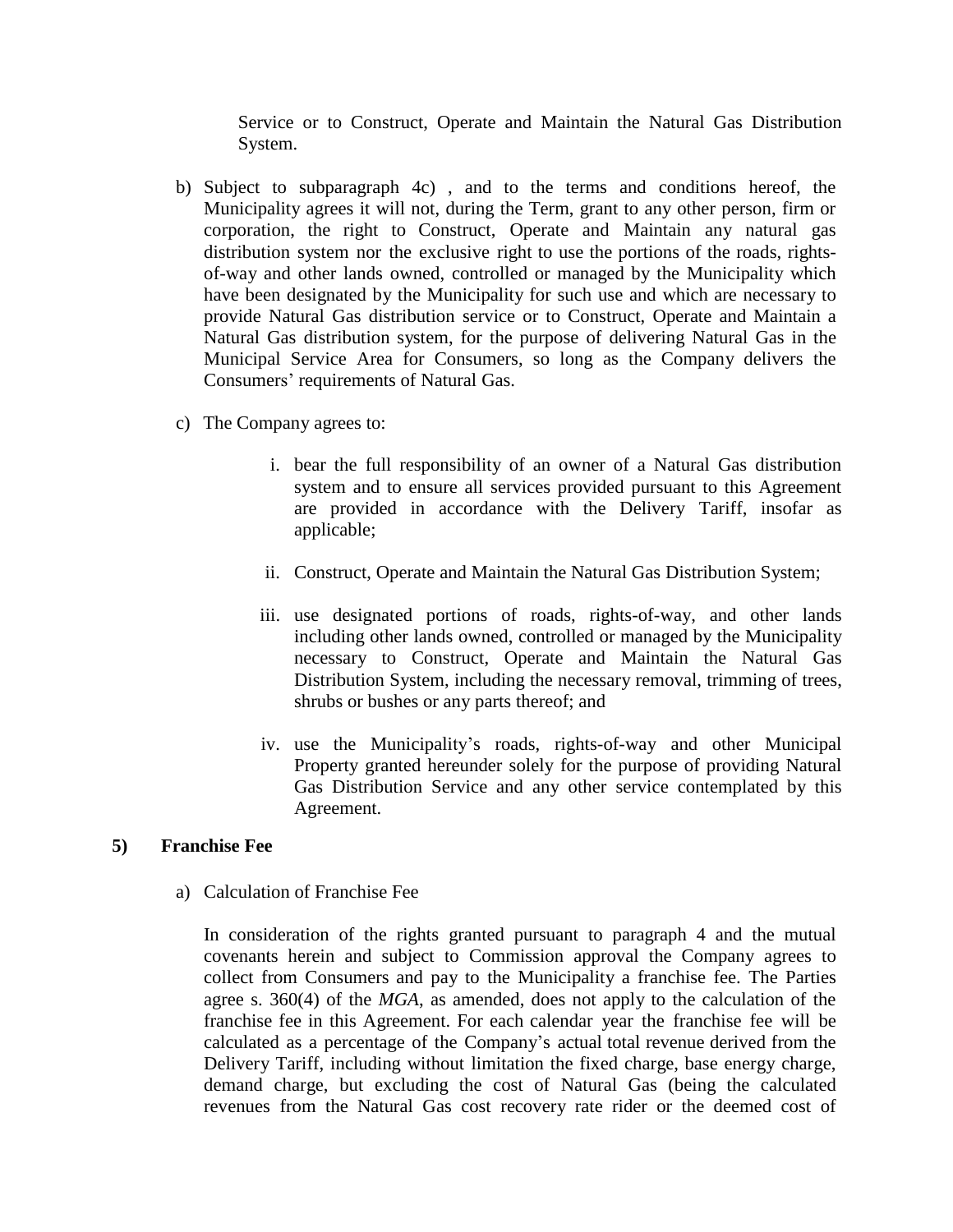Service or to Construct, Operate and Maintain the Natural Gas Distribution System.

b) Subject to subparagraph 4c) , and to the terms and conditions hereof, the Municipality agrees it will not, during the Term, grant to any other person, firm or corporation, the right to Construct, Operate and Maintain any natural gas distribution system nor the exclusive right to use the portions of the roads, rights-of-way and other lands owned, controlled or managed by the Municipality which have been designated by the Municipality for such use and which are necessary to provide Natural Gas distribution service or to Construct, Operate and Maintain a Natural Gas distribution system, for the purpose of delivering Natural Gas in the Municipal Service Area for Consumers, so long as the Company delivers the Consumers' requirements of Natural Gas.

c) The Company agrees to:

   i. bear the full responsibility of an owner of a Natural Gas distribution system and to ensure all services provided pursuant to this Agreement are provided in accordance with the Delivery Tariff, insofar as applicable;

   ii. Construct, Operate and Maintain the Natural Gas Distribution System;

   iii. use designated portions of roads, rights-of-way, and other lands including other lands owned, controlled or managed by the Municipality necessary to Construct, Operate and Maintain the Natural Gas Distribution System, including the necessary removal, trimming of trees, shrubs or bushes or any parts thereof; and

   iv. use the Municipality's roads, rights-of-way and other Municipal Property granted hereunder solely for the purpose of providing Natural Gas Distribution Service and any other service contemplated by this Agreement.

**5) Franchise Fee**

a) Calculation of Franchise Fee

In consideration of the rights granted pursuant to paragraph 4 and the mutual covenants herein and subject to Commission approval the Company agrees to collect from Consumers and pay to the Municipality a franchise fee. The Parties agree s. 360(4) of the *MGA*, as amended, does not apply to the calculation of the franchise fee in this Agreement. For each calendar year the franchise fee will be calculated as a percentage of the Company's actual total revenue derived from the Delivery Tariff, including without limitation the fixed charge, base energy charge, demand charge, but excluding the cost of Natural Gas (being the calculated revenues from the Natural Gas cost recovery rate rider or the deemed cost of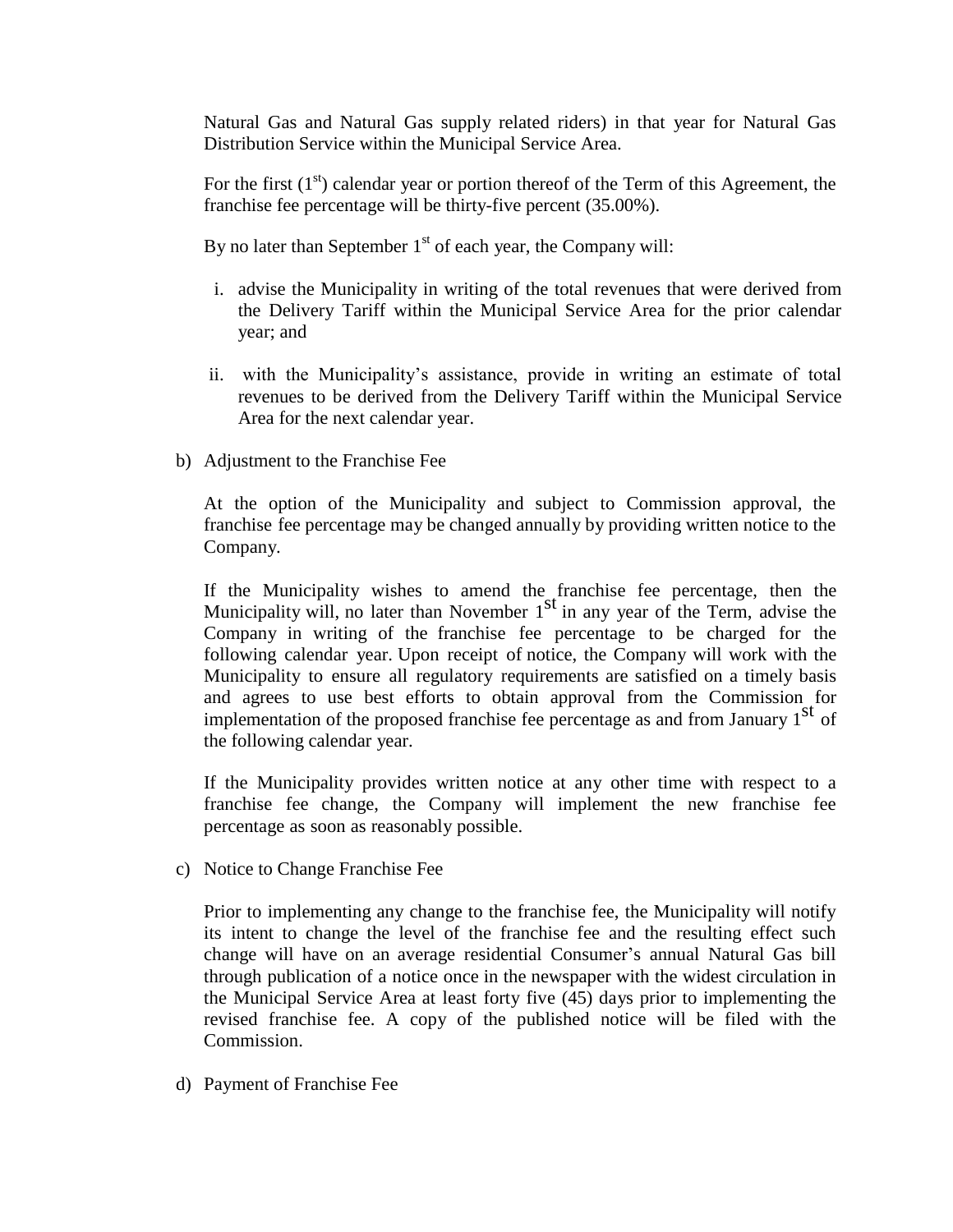Natural Gas and Natural Gas supply related riders) in that year for Natural Gas Distribution Service within the Municipal Service Area.

For the first (1st) calendar year or portion thereof of the Term of this Agreement, the franchise fee percentage will be thirty-five percent (35.00%).

By no later than September 1st of each year, the Company will:

i. advise the Municipality in writing of the total revenues that were derived from the Delivery Tariff within the Municipal Service Area for the prior calendar year; and

ii. with the Municipality's assistance, provide in writing an estimate of total revenues to be derived from the Delivery Tariff within the Municipal Service Area for the next calendar year.

b) Adjustment to the Franchise Fee

At the option of the Municipality and subject to Commission approval, the franchise fee percentage may be changed annually by providing written notice to the Company.

If the Municipality wishes to amend the franchise fee percentage, then the Municipality will, no later than November 1st in any year of the Term, advise the Company in writing of the franchise fee percentage to be charged for the following calendar year. Upon receipt of notice, the Company will work with the Municipality to ensure all regulatory requirements are satisfied on a timely basis and agrees to use best efforts to obtain approval from the Commission for implementation of the proposed franchise fee percentage as and from January 1st of the following calendar year.

If the Municipality provides written notice at any other time with respect to a franchise fee change, the Company will implement the new franchise fee percentage as soon as reasonably possible.

c) Notice to Change Franchise Fee

Prior to implementing any change to the franchise fee, the Municipality will notify its intent to change the level of the franchise fee and the resulting effect such change will have on an average residential Consumer's annual Natural Gas bill through publication of a notice once in the newspaper with the widest circulation in the Municipal Service Area at least forty five (45) days prior to implementing the revised franchise fee. A copy of the published notice will be filed with the Commission.

d) Payment of Franchise Fee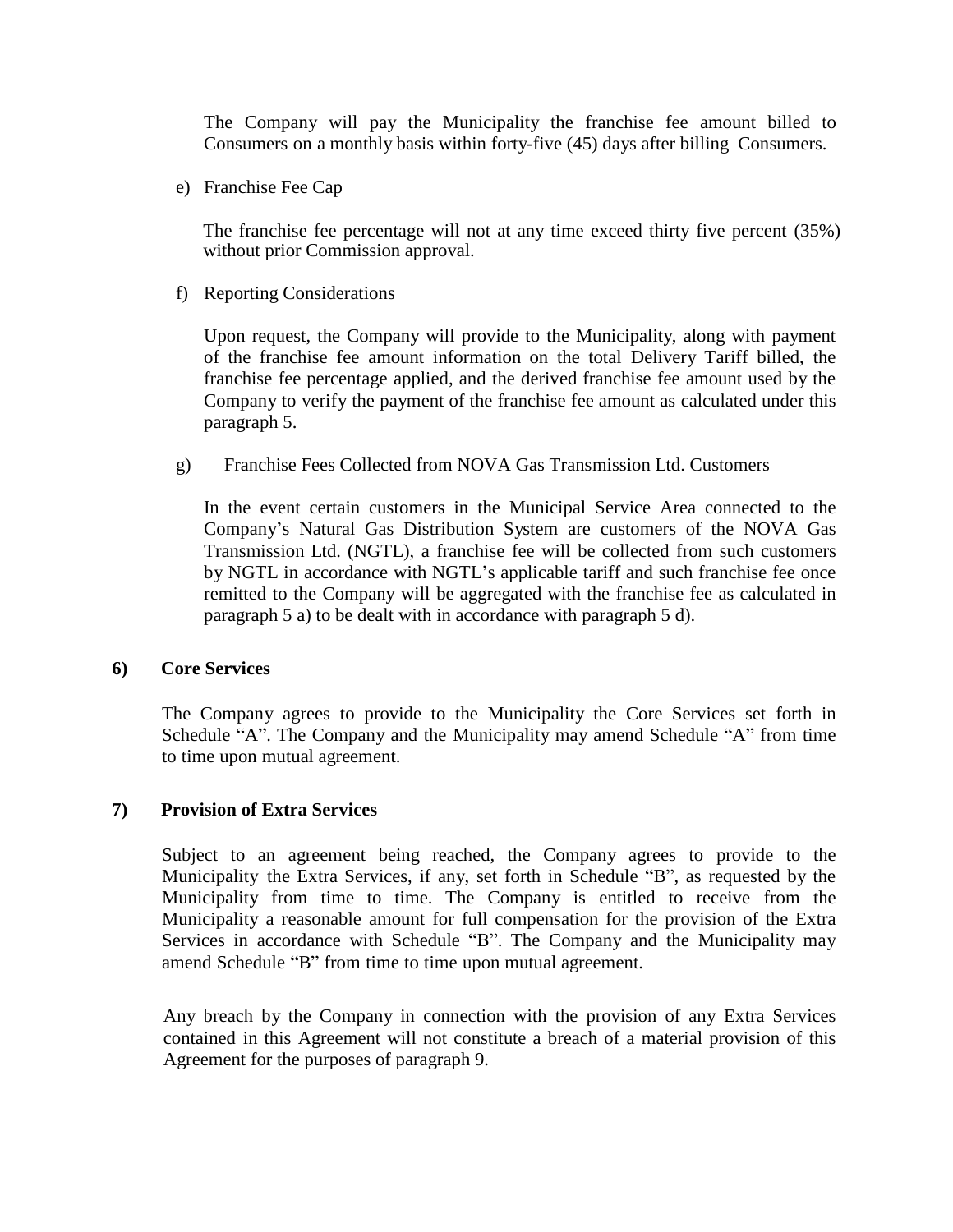The Company will pay the Municipality the franchise fee amount billed to Consumers on a monthly basis within forty-five (45) days after billing Consumers.

e) Franchise Fee Cap

The franchise fee percentage will not at any time exceed thirty five percent (35%) without prior Commission approval.

f) Reporting Considerations

Upon request, the Company will provide to the Municipality, along with payment of the franchise fee amount information on the total Delivery Tariff billed, the franchise fee percentage applied, and the derived franchise fee amount used by the Company to verify the payment of the franchise fee amount as calculated under this paragraph 5.

g) Franchise Fees Collected from NOVA Gas Transmission Ltd. Customers

In the event certain customers in the Municipal Service Area connected to the Company's Natural Gas Distribution System are customers of the NOVA Gas Transmission Ltd. (NGTL), a franchise fee will be collected from such customers by NGTL in accordance with NGTL's applicable tariff and such franchise fee once remitted to the Company will be aggregated with the franchise fee as calculated in paragraph 5 a) to be dealt with in accordance with paragraph 5 d).

## 6) Core Services

The Company agrees to provide to the Municipality the Core Services set forth in Schedule "A". The Company and the Municipality may amend Schedule "A" from time to time upon mutual agreement.

## 7) Provision of Extra Services

Subject to an agreement being reached, the Company agrees to provide to the Municipality the Extra Services, if any, set forth in Schedule "B", as requested by the Municipality from time to time. The Company is entitled to receive from the Municipality a reasonable amount for full compensation for the provision of the Extra Services in accordance with Schedule "B". The Company and the Municipality may amend Schedule "B" from time to time upon mutual agreement.

Any breach by the Company in connection with the provision of any Extra Services contained in this Agreement will not constitute a breach of a material provision of this Agreement for the purposes of paragraph 9.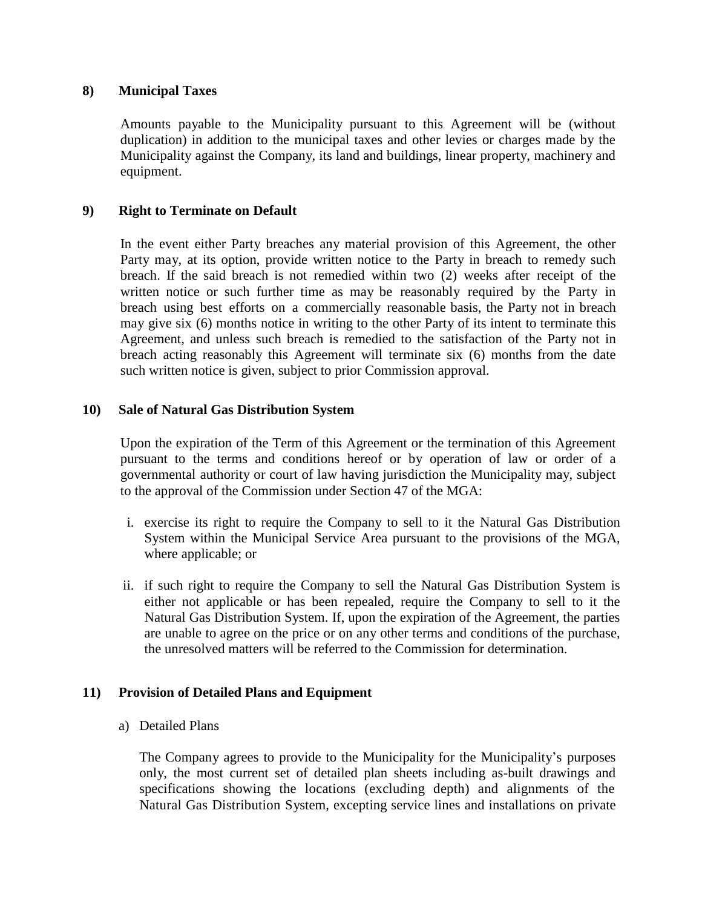**8) Municipal Taxes**

Amounts payable to the Municipality pursuant to this Agreement will be (without duplication) in addition to the municipal taxes and other levies or charges made by the Municipality against the Company, its land and buildings, linear property, machinery and equipment.

**9) Right to Terminate on Default**

In the event either Party breaches any material provision of this Agreement, the other Party may, at its option, provide written notice to the Party in breach to remedy such breach. If the said breach is not remedied within two (2) weeks after receipt of the written notice or such further time as may be reasonably required by the Party in breach using best efforts on a commercially reasonable basis, the Party not in breach may give six (6) months notice in writing to the other Party of its intent to terminate this Agreement, and unless such breach is remedied to the satisfaction of the Party not in breach acting reasonably this Agreement will terminate six (6) months from the date such written notice is given, subject to prior Commission approval.

**10) Sale of Natural Gas Distribution System**

Upon the expiration of the Term of this Agreement or the termination of this Agreement pursuant to the terms and conditions hereof or by operation of law or order of a governmental authority or court of law having jurisdiction the Municipality may, subject to the approval of the Commission under Section 47 of the MGA:

i. exercise its right to require the Company to sell to it the Natural Gas Distribution System within the Municipal Service Area pursuant to the provisions of the MGA, where applicable; or

ii. if such right to require the Company to sell the Natural Gas Distribution System is either not applicable or has been repealed, require the Company to sell to it the Natural Gas Distribution System. If, upon the expiration of the Agreement, the parties are unable to agree on the price or on any other terms and conditions of the purchase, the unresolved matters will be referred to the Commission for determination.

**11) Provision of Detailed Plans and Equipment**

a) Detailed Plans

The Company agrees to provide to the Municipality for the Municipality's purposes only, the most current set of detailed plan sheets including as-built drawings and specifications showing the locations (excluding depth) and alignments of the Natural Gas Distribution System, excepting service lines and installations on private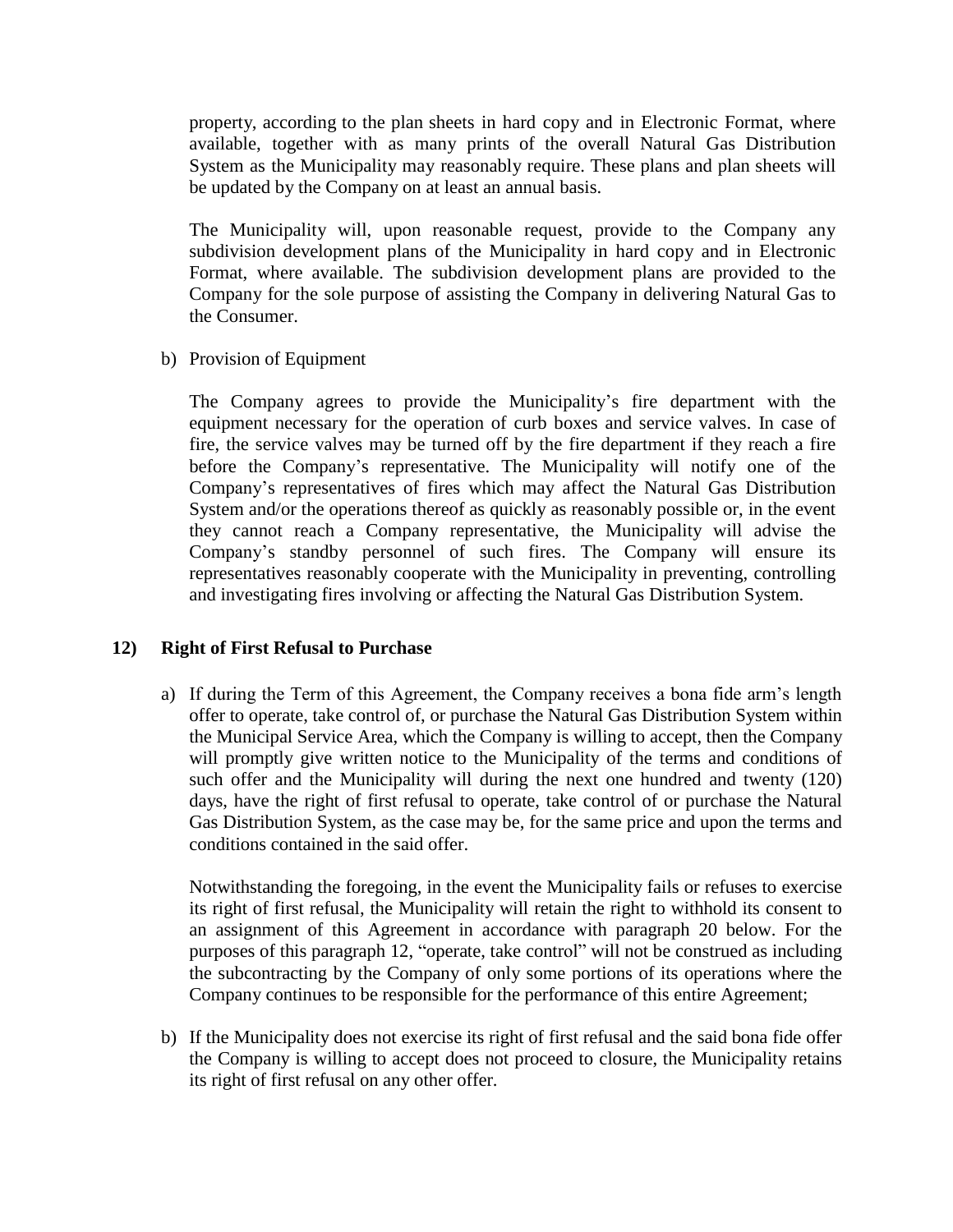property, according to the plan sheets in hard copy and in Electronic Format, where available, together with as many prints of the overall Natural Gas Distribution System as the Municipality may reasonably require. These plans and plan sheets will be updated by the Company on at least an annual basis.

The Municipality will, upon reasonable request, provide to the Company any subdivision development plans of the Municipality in hard copy and in Electronic Format, where available. The subdivision development plans are provided to the Company for the sole purpose of assisting the Company in delivering Natural Gas to the Consumer.

b) Provision of Equipment

The Company agrees to provide the Municipality's fire department with the equipment necessary for the operation of curb boxes and service valves. In case of fire, the service valves may be turned off by the fire department if they reach a fire before the Company's representative. The Municipality will notify one of the Company's representatives of fires which may affect the Natural Gas Distribution System and/or the operations thereof as quickly as reasonably possible or, in the event they cannot reach a Company representative, the Municipality will advise the Company's standby personnel of such fires. The Company will ensure its representatives reasonably cooperate with the Municipality in preventing, controlling and investigating fires involving or affecting the Natural Gas Distribution System.

**12) Right of First Refusal to Purchase**

a) If during the Term of this Agreement, the Company receives a bona fide arm's length offer to operate, take control of, or purchase the Natural Gas Distribution System within the Municipal Service Area, which the Company is willing to accept, then the Company will promptly give written notice to the Municipality of the terms and conditions of such offer and the Municipality will during the next one hundred and twenty (120) days, have the right of first refusal to operate, take control of or purchase the Natural Gas Distribution System, as the case may be, for the same price and upon the terms and conditions contained in the said offer.

Notwithstanding the foregoing, in the event the Municipality fails or refuses to exercise its right of first refusal, the Municipality will retain the right to withhold its consent to an assignment of this Agreement in accordance with paragraph 20 below. For the purposes of this paragraph 12, "operate, take control" will not be construed as including the subcontracting by the Company of only some portions of its operations where the Company continues to be responsible for the performance of this entire Agreement;

b) If the Municipality does not exercise its right of first refusal and the said bona fide offer the Company is willing to accept does not proceed to closure, the Municipality retains its right of first refusal on any other offer.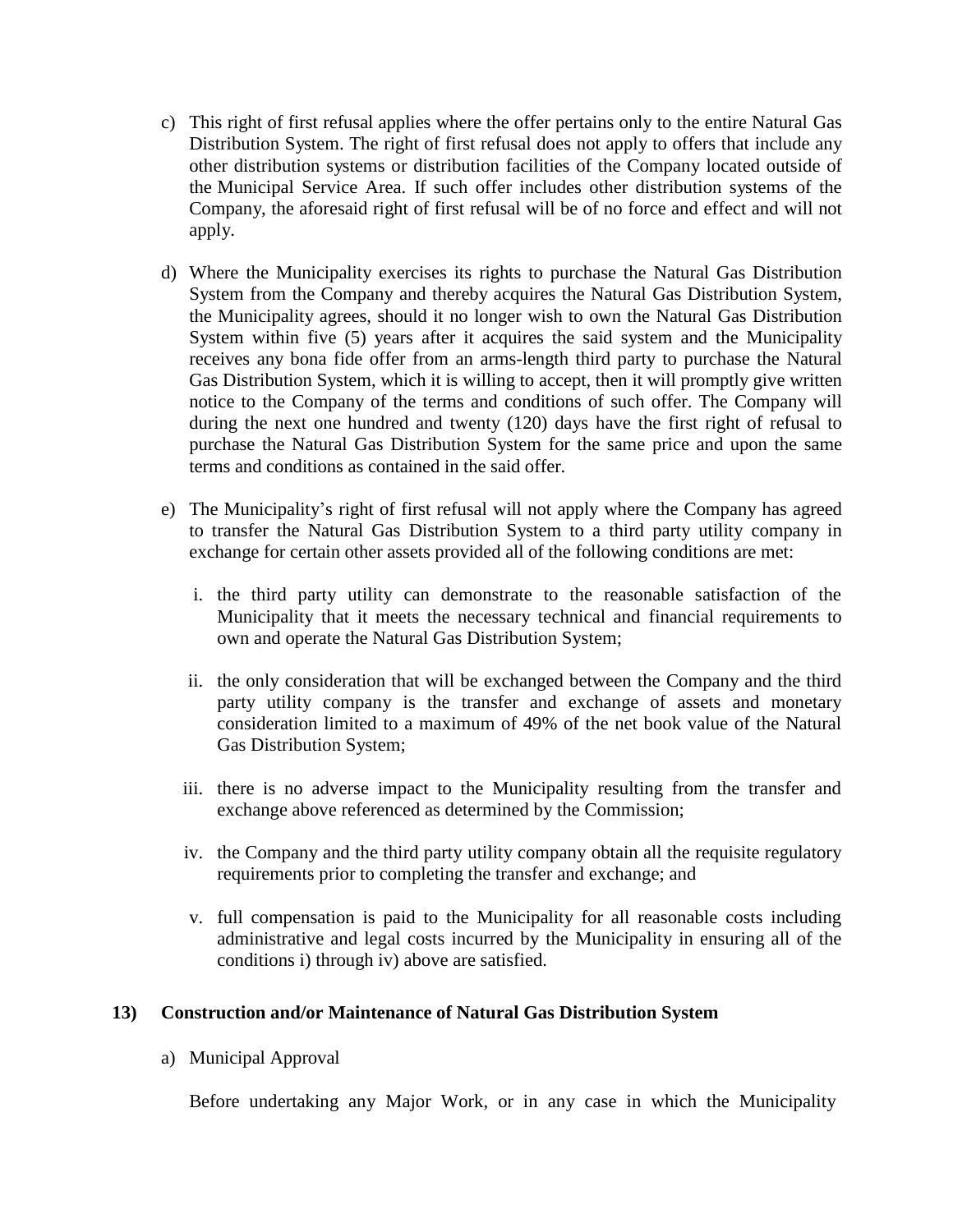c) This right of first refusal applies where the offer pertains only to the entire Natural Gas Distribution System. The right of first refusal does not apply to offers that include any other distribution systems or distribution facilities of the Company located outside of the Municipal Service Area. If such offer includes other distribution systems of the Company, the aforesaid right of first refusal will be of no force and effect and will not apply.

d) Where the Municipality exercises its rights to purchase the Natural Gas Distribution System from the Company and thereby acquires the Natural Gas Distribution System, the Municipality agrees, should it no longer wish to own the Natural Gas Distribution System within five (5) years after it acquires the said system and the Municipality receives any bona fide offer from an arms-length third party to purchase the Natural Gas Distribution System, which it is willing to accept, then it will promptly give written notice to the Company of the terms and conditions of such offer. The Company will during the next one hundred and twenty (120) days have the first right of refusal to purchase the Natural Gas Distribution System for the same price and upon the same terms and conditions as contained in the said offer.

e) The Municipality's right of first refusal will not apply where the Company has agreed to transfer the Natural Gas Distribution System to a third party utility company in exchange for certain other assets provided all of the following conditions are met:

   i. the third party utility can demonstrate to the reasonable satisfaction of the Municipality that it meets the necessary technical and financial requirements to own and operate the Natural Gas Distribution System;

   ii. the only consideration that will be exchanged between the Company and the third party utility company is the transfer and exchange of assets and monetary consideration limited to a maximum of 49% of the net book value of the Natural Gas Distribution System;

   iii. there is no adverse impact to the Municipality resulting from the transfer and exchange above referenced as determined by the Commission;

   iv. the Company and the third party utility company obtain all the requisite regulatory requirements prior to completing the transfer and exchange; and

   v. full compensation is paid to the Municipality for all reasonable costs including administrative and legal costs incurred by the Municipality in ensuring all of the conditions i) through iv) above are satisfied.

**13) Construction and/or Maintenance of Natural Gas Distribution System**

a) Municipal Approval

Before undertaking any Major Work, or in any case in which the Municipality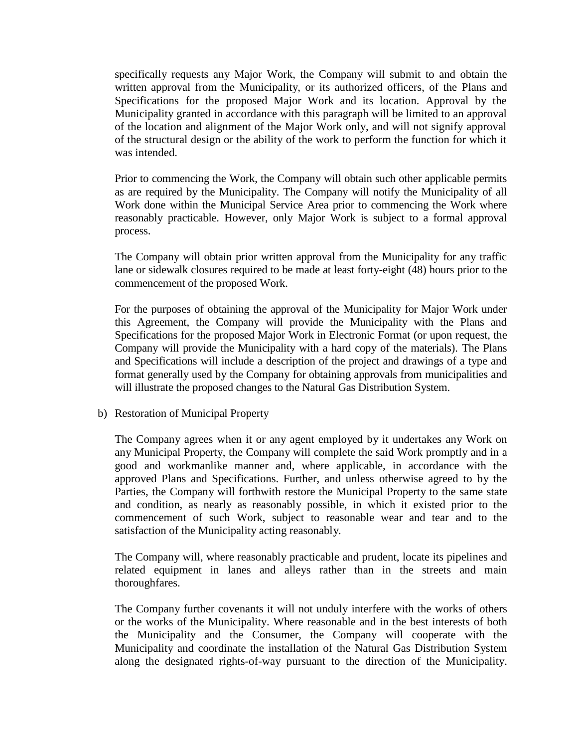specifically requests any Major Work, the Company will submit to and obtain the written approval from the Municipality, or its authorized officers, of the Plans and Specifications for the proposed Major Work and its location. Approval by the Municipality granted in accordance with this paragraph will be limited to an approval of the location and alignment of the Major Work only, and will not signify approval of the structural design or the ability of the work to perform the function for which it was intended.

Prior to commencing the Work, the Company will obtain such other applicable permits as are required by the Municipality. The Company will notify the Municipality of all Work done within the Municipal Service Area prior to commencing the Work where reasonably practicable. However, only Major Work is subject to a formal approval process.

The Company will obtain prior written approval from the Municipality for any traffic lane or sidewalk closures required to be made at least forty-eight (48) hours prior to the commencement of the proposed Work.

For the purposes of obtaining the approval of the Municipality for Major Work under this Agreement, the Company will provide the Municipality with the Plans and Specifications for the proposed Major Work in Electronic Format (or upon request, the Company will provide the Municipality with a hard copy of the materials). The Plans and Specifications will include a description of the project and drawings of a type and format generally used by the Company for obtaining approvals from municipalities and will illustrate the proposed changes to the Natural Gas Distribution System.

b) Restoration of Municipal Property

The Company agrees when it or any agent employed by it undertakes any Work on any Municipal Property, the Company will complete the said Work promptly and in a good and workmanlike manner and, where applicable, in accordance with the approved Plans and Specifications. Further, and unless otherwise agreed to by the Parties, the Company will forthwith restore the Municipal Property to the same state and condition, as nearly as reasonably possible, in which it existed prior to the commencement of such Work, subject to reasonable wear and tear and to the satisfaction of the Municipality acting reasonably.

The Company will, where reasonably practicable and prudent, locate its pipelines and related equipment in lanes and alleys rather than in the streets and main thoroughfares.

The Company further covenants it will not unduly interfere with the works of others or the works of the Municipality. Where reasonable and in the best interests of both the Municipality and the Consumer, the Company will cooperate with the Municipality and coordinate the installation of the Natural Gas Distribution System along the designated rights-of-way pursuant to the direction of the Municipality.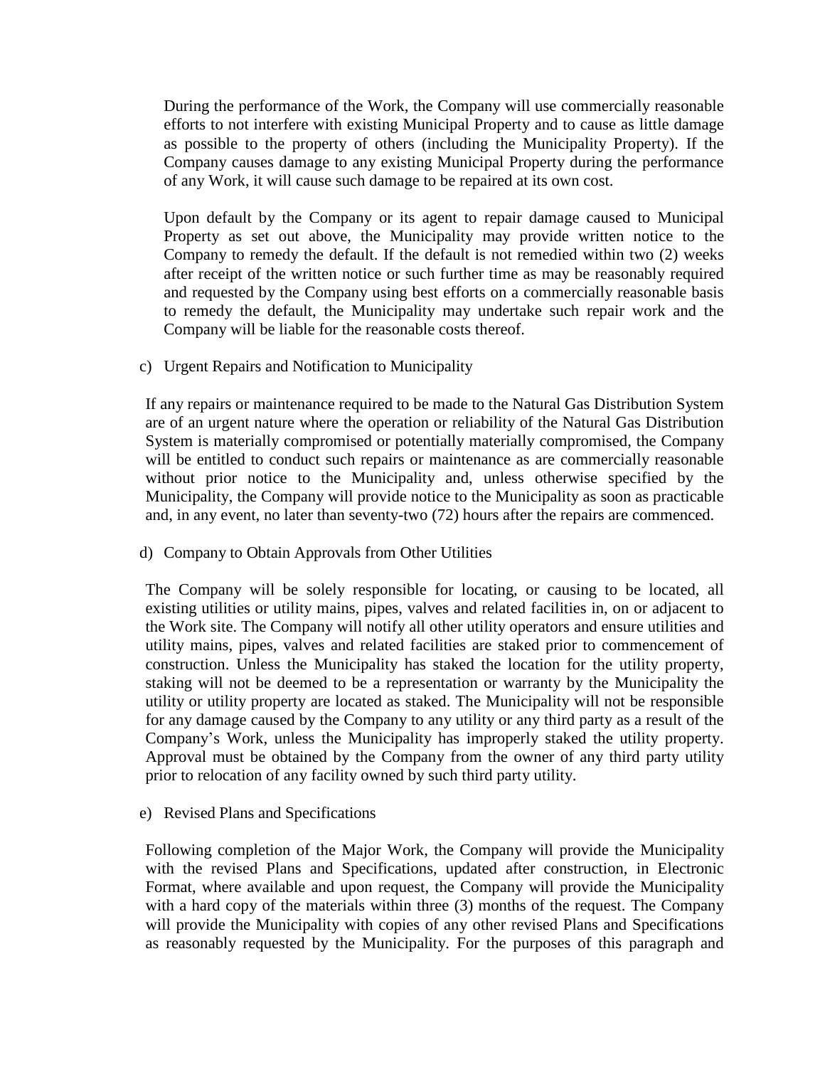During the performance of the Work, the Company will use commercially reasonable efforts to not interfere with existing Municipal Property and to cause as little damage as possible to the property of others (including the Municipality Property). If the Company causes damage to any existing Municipal Property during the performance of any Work, it will cause such damage to be repaired at its own cost.

Upon default by the Company or its agent to repair damage caused to Municipal Property as set out above, the Municipality may provide written notice to the Company to remedy the default. If the default is not remedied within two (2) weeks after receipt of the written notice or such further time as may be reasonably required and requested by the Company using best efforts on a commercially reasonable basis to remedy the default, the Municipality may undertake such repair work and the Company will be liable for the reasonable costs thereof.

c) Urgent Repairs and Notification to Municipality

If any repairs or maintenance required to be made to the Natural Gas Distribution System are of an urgent nature where the operation or reliability of the Natural Gas Distribution System is materially compromised or potentially materially compromised, the Company will be entitled to conduct such repairs or maintenance as are commercially reasonable without prior notice to the Municipality and, unless otherwise specified by the Municipality, the Company will provide notice to the Municipality as soon as practicable and, in any event, no later than seventy-two (72) hours after the repairs are commenced.

d) Company to Obtain Approvals from Other Utilities

The Company will be solely responsible for locating, or causing to be located, all existing utilities or utility mains, pipes, valves and related facilities in, on or adjacent to the Work site. The Company will notify all other utility operators and ensure utilities and utility mains, pipes, valves and related facilities are staked prior to commencement of construction. Unless the Municipality has staked the location for the utility property, staking will not be deemed to be a representation or warranty by the Municipality the utility or utility property are located as staked. The Municipality will not be responsible for any damage caused by the Company to any utility or any third party as a result of the Company's Work, unless the Municipality has improperly staked the utility property. Approval must be obtained by the Company from the owner of any third party utility prior to relocation of any facility owned by such third party utility.

e) Revised Plans and Specifications

Following completion of the Major Work, the Company will provide the Municipality with the revised Plans and Specifications, updated after construction, in Electronic Format, where available and upon request, the Company will provide the Municipality with a hard copy of the materials within three (3) months of the request. The Company will provide the Municipality with copies of any other revised Plans and Specifications as reasonably requested by the Municipality. For the purposes of this paragraph and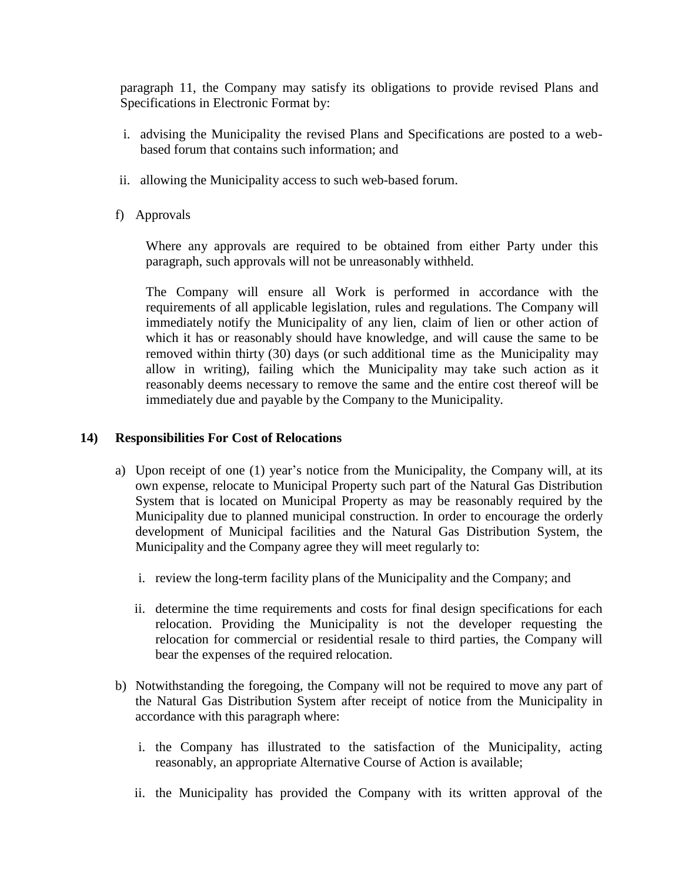paragraph 11, the Company may satisfy its obligations to provide revised Plans and Specifications in Electronic Format by:

i. advising the Municipality the revised Plans and Specifications are posted to a web-based forum that contains such information; and

ii. allowing the Municipality access to such web-based forum.

f) Approvals

Where any approvals are required to be obtained from either Party under this paragraph, such approvals will not be unreasonably withheld.

The Company will ensure all Work is performed in accordance with the requirements of all applicable legislation, rules and regulations. The Company will immediately notify the Municipality of any lien, claim of lien or other action of which it has or reasonably should have knowledge, and will cause the same to be removed within thirty (30) days (or such additional time as the Municipality may allow in writing), failing which the Municipality may take such action as it reasonably deems necessary to remove the same and the entire cost thereof will be immediately due and payable by the Company to the Municipality.

## 14) Responsibilities For Cost of Relocations

a) Upon receipt of one (1) year's notice from the Municipality, the Company will, at its own expense, relocate to Municipal Property such part of the Natural Gas Distribution System that is located on Municipal Property as may be reasonably required by the Municipality due to planned municipal construction. In order to encourage the orderly development of Municipal facilities and the Natural Gas Distribution System, the Municipality and the Company agree they will meet regularly to:

i. review the long-term facility plans of the Municipality and the Company; and

ii. determine the time requirements and costs for final design specifications for each relocation. Providing the Municipality is not the developer requesting the relocation for commercial or residential resale to third parties, the Company will bear the expenses of the required relocation.

b) Notwithstanding the foregoing, the Company will not be required to move any part of the Natural Gas Distribution System after receipt of notice from the Municipality in accordance with this paragraph where:

i. the Company has illustrated to the satisfaction of the Municipality, acting reasonably, an appropriate Alternative Course of Action is available;

ii. the Municipality has provided the Company with its written approval of the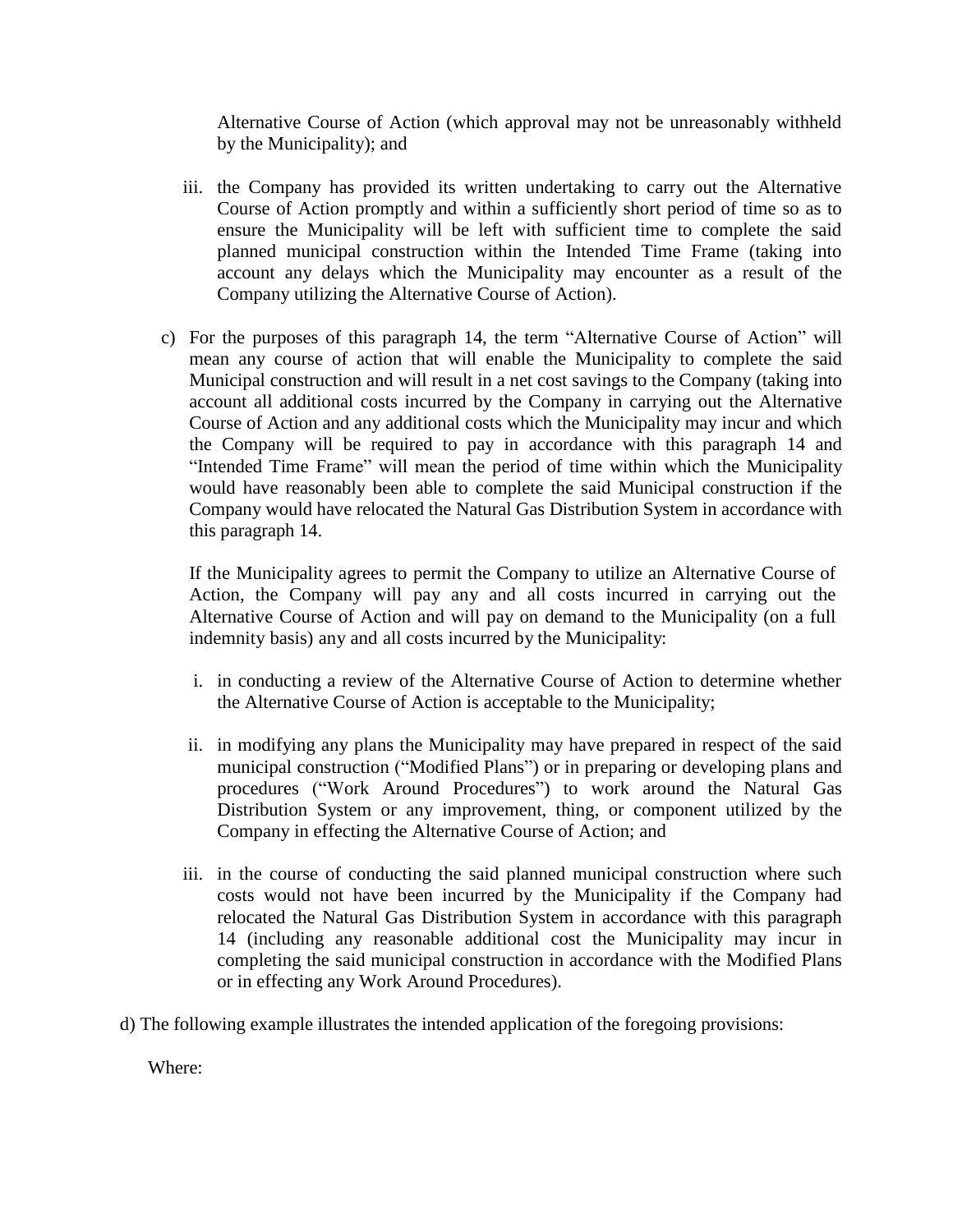Alternative Course of Action (which approval may not be unreasonably withheld by the Municipality); and

iii. the Company has provided its written undertaking to carry out the Alternative Course of Action promptly and within a sufficiently short period of time so as to ensure the Municipality will be left with sufficient time to complete the said planned municipal construction within the Intended Time Frame (taking into account any delays which the Municipality may encounter as a result of the Company utilizing the Alternative Course of Action).

c) For the purposes of this paragraph 14, the term "Alternative Course of Action" will mean any course of action that will enable the Municipality to complete the said Municipal construction and will result in a net cost savings to the Company (taking into account all additional costs incurred by the Company in carrying out the Alternative Course of Action and any additional costs which the Municipality may incur and which the Company will be required to pay in accordance with this paragraph 14 and "Intended Time Frame" will mean the period of time within which the Municipality would have reasonably been able to complete the said Municipal construction if the Company would have relocated the Natural Gas Distribution System in accordance with this paragraph 14.

If the Municipality agrees to permit the Company to utilize an Alternative Course of Action, the Company will pay any and all costs incurred in carrying out the Alternative Course of Action and will pay on demand to the Municipality (on a full indemnity basis) any and all costs incurred by the Municipality:

i. in conducting a review of the Alternative Course of Action to determine whether the Alternative Course of Action is acceptable to the Municipality;

ii. in modifying any plans the Municipality may have prepared in respect of the said municipal construction ("Modified Plans") or in preparing or developing plans and procedures ("Work Around Procedures") to work around the Natural Gas Distribution System or any improvement, thing, or component utilized by the Company in effecting the Alternative Course of Action; and

iii. in the course of conducting the said planned municipal construction where such costs would not have been incurred by the Municipality if the Company had relocated the Natural Gas Distribution System in accordance with this paragraph 14 (including any reasonable additional cost the Municipality may incur in completing the said municipal construction in accordance with the Modified Plans or in effecting any Work Around Procedures).

d) The following example illustrates the intended application of the foregoing provisions:

Where: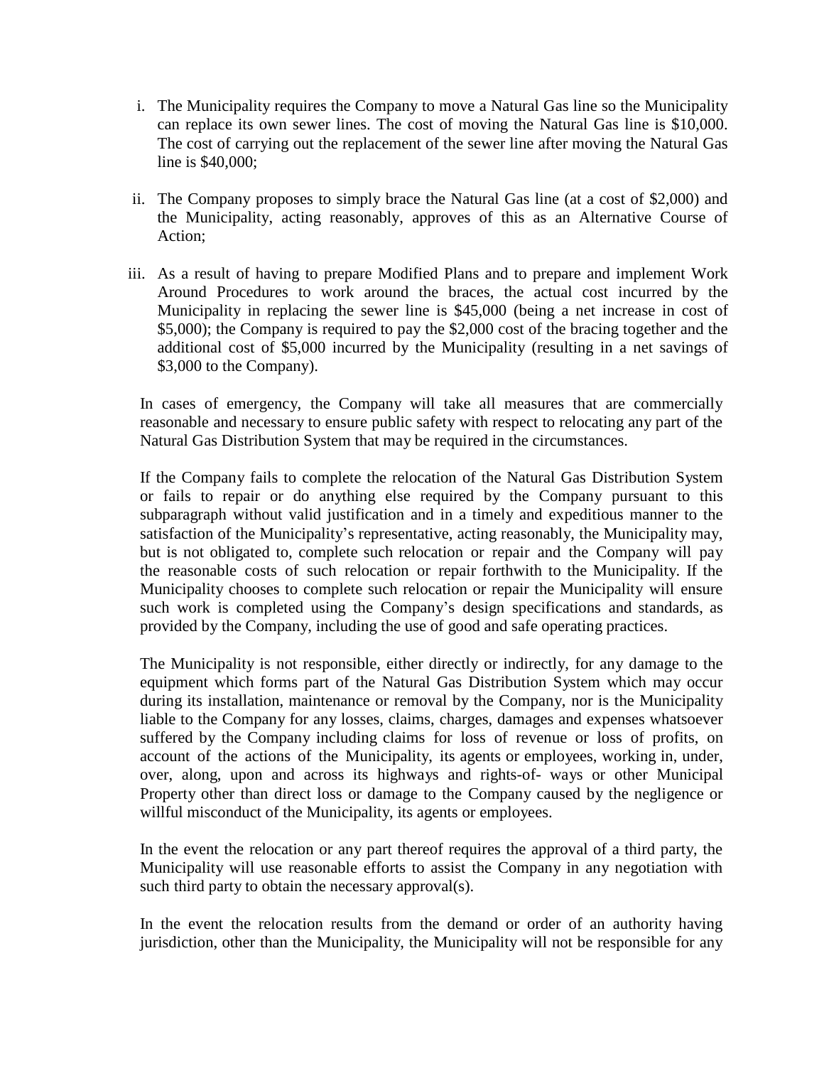i. The Municipality requires the Company to move a Natural Gas line so the Municipality can replace its own sewer lines. The cost of moving the Natural Gas line is $10,000. The cost of carrying out the replacement of the sewer line after moving the Natural Gas line is $40,000;

ii. The Company proposes to simply brace the Natural Gas line (at a cost of $2,000) and the Municipality, acting reasonably, approves of this as an Alternative Course of Action;

iii. As a result of having to prepare Modified Plans and to prepare and implement Work Around Procedures to work around the braces, the actual cost incurred by the Municipality in replacing the sewer line is $45,000 (being a net increase in cost of $5,000); the Company is required to pay the $2,000 cost of the bracing together and the additional cost of $5,000 incurred by the Municipality (resulting in a net savings of $3,000 to the Company).

In cases of emergency, the Company will take all measures that are commercially reasonable and necessary to ensure public safety with respect to relocating any part of the Natural Gas Distribution System that may be required in the circumstances.

If the Company fails to complete the relocation of the Natural Gas Distribution System or fails to repair or do anything else required by the Company pursuant to this subparagraph without valid justification and in a timely and expeditious manner to the satisfaction of the Municipality's representative, acting reasonably, the Municipality may, but is not obligated to, complete such relocation or repair and the Company will pay the reasonable costs of such relocation or repair forthwith to the Municipality. If the Municipality chooses to complete such relocation or repair the Municipality will ensure such work is completed using the Company's design specifications and standards, as provided by the Company, including the use of good and safe operating practices.

The Municipality is not responsible, either directly or indirectly, for any damage to the equipment which forms part of the Natural Gas Distribution System which may occur during its installation, maintenance or removal by the Company, nor is the Municipality liable to the Company for any losses, claims, charges, damages and expenses whatsoever suffered by the Company including claims for loss of revenue or loss of profits, on account of the actions of the Municipality, its agents or employees, working in, under, over, along, upon and across its highways and rights-of- ways or other Municipal Property other than direct loss or damage to the Company caused by the negligence or willful misconduct of the Municipality, its agents or employees.

In the event the relocation or any part thereof requires the approval of a third party, the Municipality will use reasonable efforts to assist the Company in any negotiation with such third party to obtain the necessary approval(s).

In the event the relocation results from the demand or order of an authority having jurisdiction, other than the Municipality, the Municipality will not be responsible for any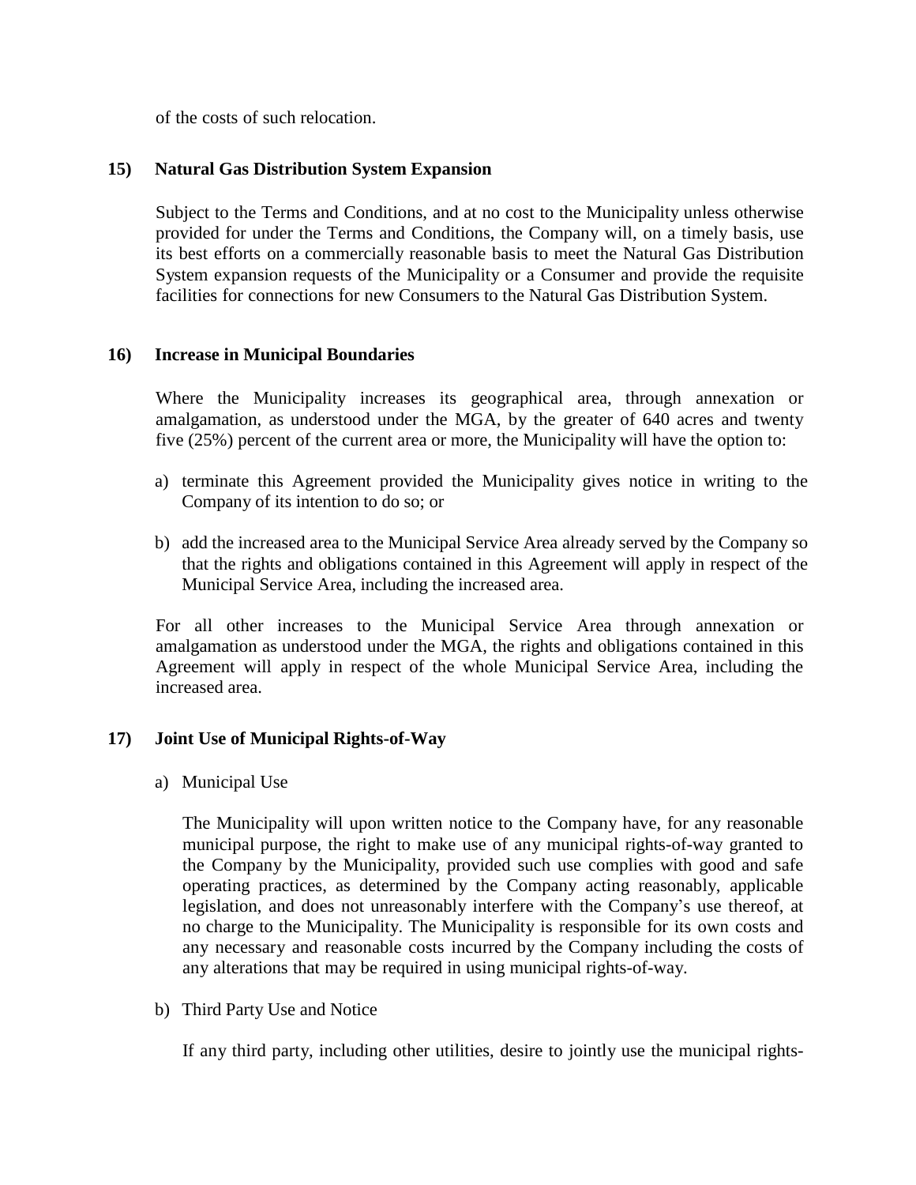of the costs of such relocation.

**15) Natural Gas Distribution System Expansion**

Subject to the Terms and Conditions, and at no cost to the Municipality unless otherwise provided for under the Terms and Conditions, the Company will, on a timely basis, use its best efforts on a commercially reasonable basis to meet the Natural Gas Distribution System expansion requests of the Municipality or a Consumer and provide the requisite facilities for connections for new Consumers to the Natural Gas Distribution System.

**16) Increase in Municipal Boundaries**

Where the Municipality increases its geographical area, through annexation or amalgamation, as understood under the MGA, by the greater of 640 acres and twenty five (25%) percent of the current area or more, the Municipality will have the option to:

a) terminate this Agreement provided the Municipality gives notice in writing to the Company of its intention to do so; or

b) add the increased area to the Municipal Service Area already served by the Company so that the rights and obligations contained in this Agreement will apply in respect of the Municipal Service Area, including the increased area.

For all other increases to the Municipal Service Area through annexation or amalgamation as understood under the MGA, the rights and obligations contained in this Agreement will apply in respect of the whole Municipal Service Area, including the increased area.

**17) Joint Use of Municipal Rights-of-Way**

a) Municipal Use

The Municipality will upon written notice to the Company have, for any reasonable municipal purpose, the right to make use of any municipal rights-of-way granted to the Company by the Municipality, provided such use complies with good and safe operating practices, as determined by the Company acting reasonably, applicable legislation, and does not unreasonably interfere with the Company's use thereof, at no charge to the Municipality. The Municipality is responsible for its own costs and any necessary and reasonable costs incurred by the Company including the costs of any alterations that may be required in using municipal rights-of-way.

b) Third Party Use and Notice

If any third party, including other utilities, desire to jointly use the municipal rights-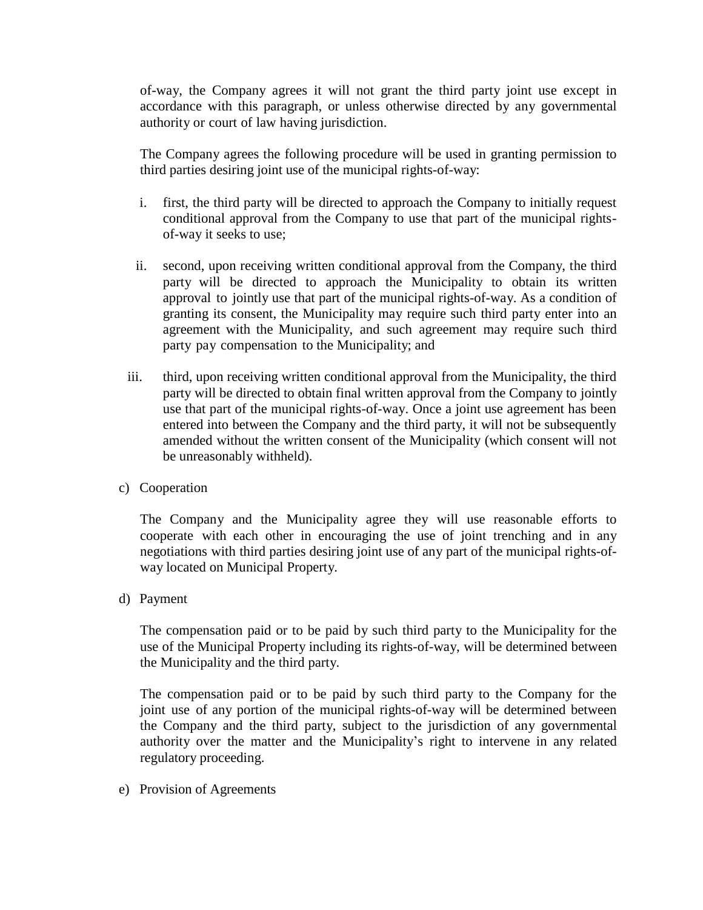of-way, the Company agrees it will not grant the third party joint use except in accordance with this paragraph, or unless otherwise directed by any governmental authority or court of law having jurisdiction.

The Company agrees the following procedure will be used in granting permission to third parties desiring joint use of the municipal rights-of-way:

i. first, the third party will be directed to approach the Company to initially request conditional approval from the Company to use that part of the municipal rights-of-way it seeks to use;

ii. second, upon receiving written conditional approval from the Company, the third party will be directed to approach the Municipality to obtain its written approval to jointly use that part of the municipal rights-of-way. As a condition of granting its consent, the Municipality may require such third party enter into an agreement with the Municipality, and such agreement may require such third party pay compensation to the Municipality; and

iii. third, upon receiving written conditional approval from the Municipality, the third party will be directed to obtain final written approval from the Company to jointly use that part of the municipal rights-of-way. Once a joint use agreement has been entered into between the Company and the third party, it will not be subsequently amended without the written consent of the Municipality (which consent will not be unreasonably withheld).

c) Cooperation

The Company and the Municipality agree they will use reasonable efforts to cooperate with each other in encouraging the use of joint trenching and in any negotiations with third parties desiring joint use of any part of the municipal rights-of-way located on Municipal Property.

d) Payment

The compensation paid or to be paid by such third party to the Municipality for the use of the Municipal Property including its rights-of-way, will be determined between the Municipality and the third party.

The compensation paid or to be paid by such third party to the Company for the joint use of any portion of the municipal rights-of-way will be determined between the Company and the third party, subject to the jurisdiction of any governmental authority over the matter and the Municipality's right to intervene in any related regulatory proceeding.

e) Provision of Agreements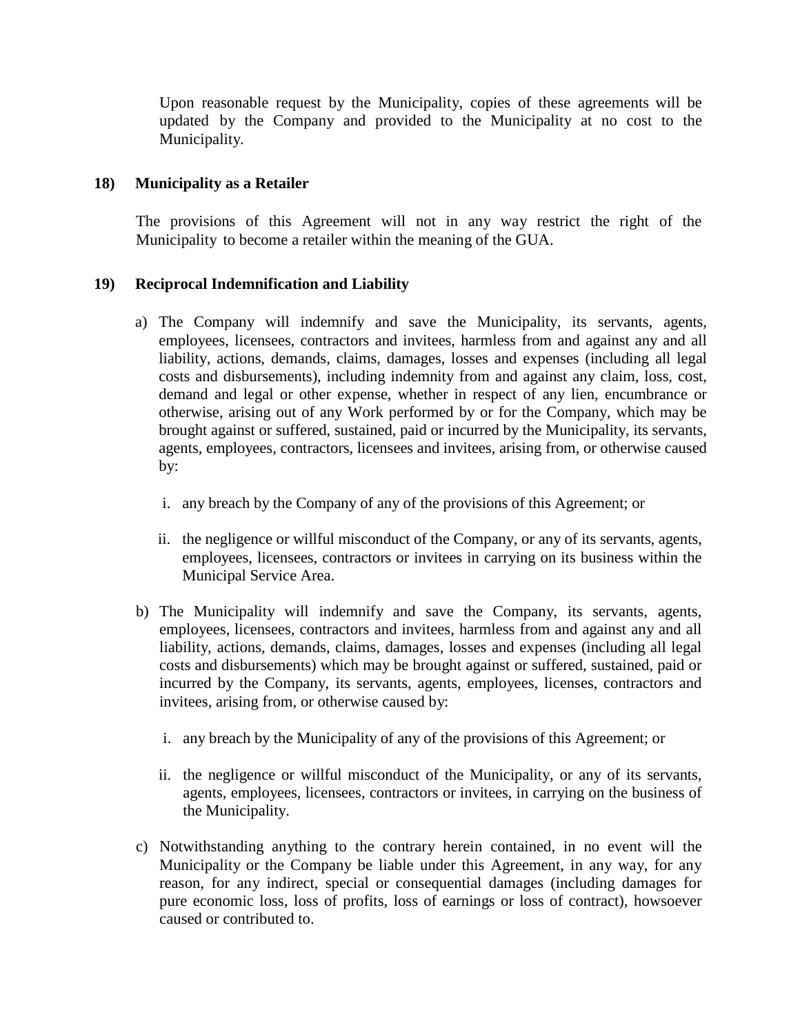Upon reasonable request by the Municipality, copies of these agreements will be updated by the Company and provided to the Municipality at no cost to the Municipality.

**18) Municipality as a Retailer**

The provisions of this Agreement will not in any way restrict the right of the Municipality to become a retailer within the meaning of the GUA.

**19) Reciprocal Indemnification and Liability**

a) The Company will indemnify and save the Municipality, its servants, agents, employees, licensees, contractors and invitees, harmless from and against any and all liability, actions, demands, claims, damages, losses and expenses (including all legal costs and disbursements), including indemnity from and against any claim, loss, cost, demand and legal or other expense, whether in respect of any lien, encumbrance or otherwise, arising out of any Work performed by or for the Company, which may be brought against or suffered, sustained, paid or incurred by the Municipality, its servants, agents, employees, contractors, licensees and invitees, arising from, or otherwise caused by:

   i. any breach by the Company of any of the provisions of this Agreement; or

   ii. the negligence or willful misconduct of the Company, or any of its servants, agents, employees, licensees, contractors or invitees in carrying on its business within the Municipal Service Area.

b) The Municipality will indemnify and save the Company, its servants, agents, employees, licensees, contractors and invitees, harmless from and against any and all liability, actions, demands, claims, damages, losses and expenses (including all legal costs and disbursements) which may be brought against or suffered, sustained, paid or incurred by the Company, its servants, agents, employees, licenses, contractors and invitees, arising from, or otherwise caused by:

   i. any breach by the Municipality of any of the provisions of this Agreement; or

   ii. the negligence or willful misconduct of the Municipality, or any of its servants, agents, employees, licensees, contractors or invitees, in carrying on the business of the Municipality.

c) Notwithstanding anything to the contrary herein contained, in no event will the Municipality or the Company be liable under this Agreement, in any way, for any reason, for any indirect, special or consequential damages (including damages for pure economic loss, loss of profits, loss of earnings or loss of contract), howsoever caused or contributed to.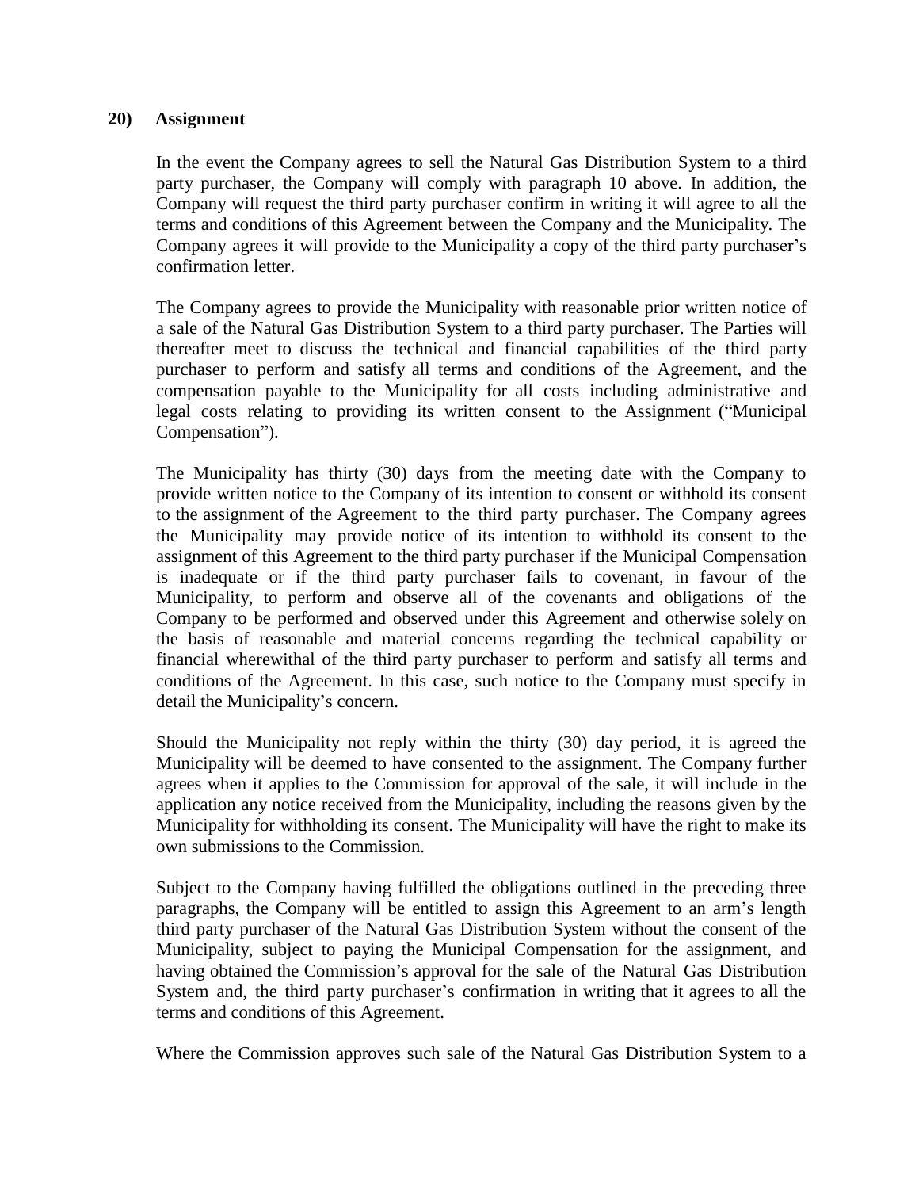**20) Assignment**

In the event the Company agrees to sell the Natural Gas Distribution System to a third party purchaser, the Company will comply with paragraph 10 above. In addition, the Company will request the third party purchaser confirm in writing it will agree to all the terms and conditions of this Agreement between the Company and the Municipality. The Company agrees it will provide to the Municipality a copy of the third party purchaser's confirmation letter.

The Company agrees to provide the Municipality with reasonable prior written notice of a sale of the Natural Gas Distribution System to a third party purchaser. The Parties will thereafter meet to discuss the technical and financial capabilities of the third party purchaser to perform and satisfy all terms and conditions of the Agreement, and the compensation payable to the Municipality for all costs including administrative and legal costs relating to providing its written consent to the Assignment ("Municipal Compensation").

The Municipality has thirty (30) days from the meeting date with the Company to provide written notice to the Company of its intention to consent or withhold its consent to the assignment of the Agreement to the third party purchaser. The Company agrees the Municipality may provide notice of its intention to withhold its consent to the assignment of this Agreement to the third party purchaser if the Municipal Compensation is inadequate or if the third party purchaser fails to covenant, in favour of the Municipality, to perform and observe all of the covenants and obligations of the Company to be performed and observed under this Agreement and otherwise solely on the basis of reasonable and material concerns regarding the technical capability or financial wherewithal of the third party purchaser to perform and satisfy all terms and conditions of the Agreement. In this case, such notice to the Company must specify in detail the Municipality's concern.

Should the Municipality not reply within the thirty (30) day period, it is agreed the Municipality will be deemed to have consented to the assignment. The Company further agrees when it applies to the Commission for approval of the sale, it will include in the application any notice received from the Municipality, including the reasons given by the Municipality for withholding its consent. The Municipality will have the right to make its own submissions to the Commission.

Subject to the Company having fulfilled the obligations outlined in the preceding three paragraphs, the Company will be entitled to assign this Agreement to an arm's length third party purchaser of the Natural Gas Distribution System without the consent of the Municipality, subject to paying the Municipal Compensation for the assignment, and having obtained the Commission's approval for the sale of the Natural Gas Distribution System and, the third party purchaser's confirmation in writing that it agrees to all the terms and conditions of this Agreement.

Where the Commission approves such sale of the Natural Gas Distribution System to a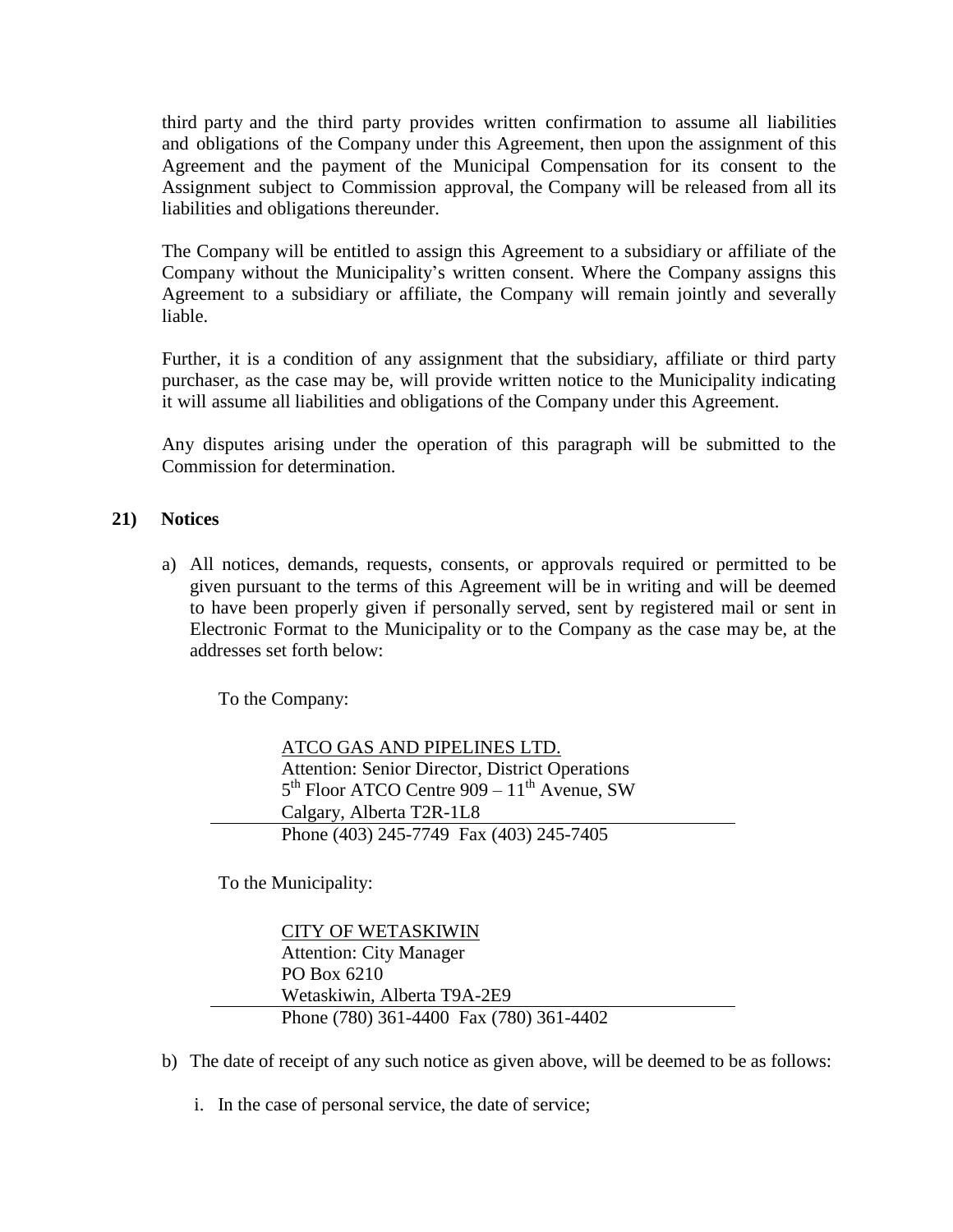third party and the third party provides written confirmation to assume all liabilities and obligations of the Company under this Agreement, then upon the assignment of this Agreement and the payment of the Municipal Compensation for its consent to the Assignment subject to Commission approval, the Company will be released from all its liabilities and obligations thereunder.

The Company will be entitled to assign this Agreement to a subsidiary or affiliate of the Company without the Municipality's written consent. Where the Company assigns this Agreement to a subsidiary or affiliate, the Company will remain jointly and severally liable.

Further, it is a condition of any assignment that the subsidiary, affiliate or third party purchaser, as the case may be, will provide written notice to the Municipality indicating it will assume all liabilities and obligations of the Company under this Agreement.

Any disputes arising under the operation of this paragraph will be submitted to the Commission for determination.

**21) Notices**

a) All notices, demands, requests, consents, or approvals required or permitted to be given pursuant to the terms of this Agreement will be in writing and will be deemed to have been properly given if personally served, sent by registered mail or sent in Electronic Format to the Municipality or to the Company as the case may be, at the addresses set forth below:

To the Company:

ATCO GAS AND PIPELINES LTD.
Attention: Senior Director, District Operations
5th Floor ATCO Centre 909 – 11th Avenue, SW
Calgary, Alberta T2R-1L8
Phone (403) 245-7749 Fax (403) 245-7405

To the Municipality:

CITY OF WETASKIWIN
Attention: City Manager
PO Box 6210
Wetaskiwin, Alberta T9A-2E9
Phone (780) 361-4400 Fax (780) 361-4402

b) The date of receipt of any such notice as given above, will be deemed to be as follows:

i. In the case of personal service, the date of service;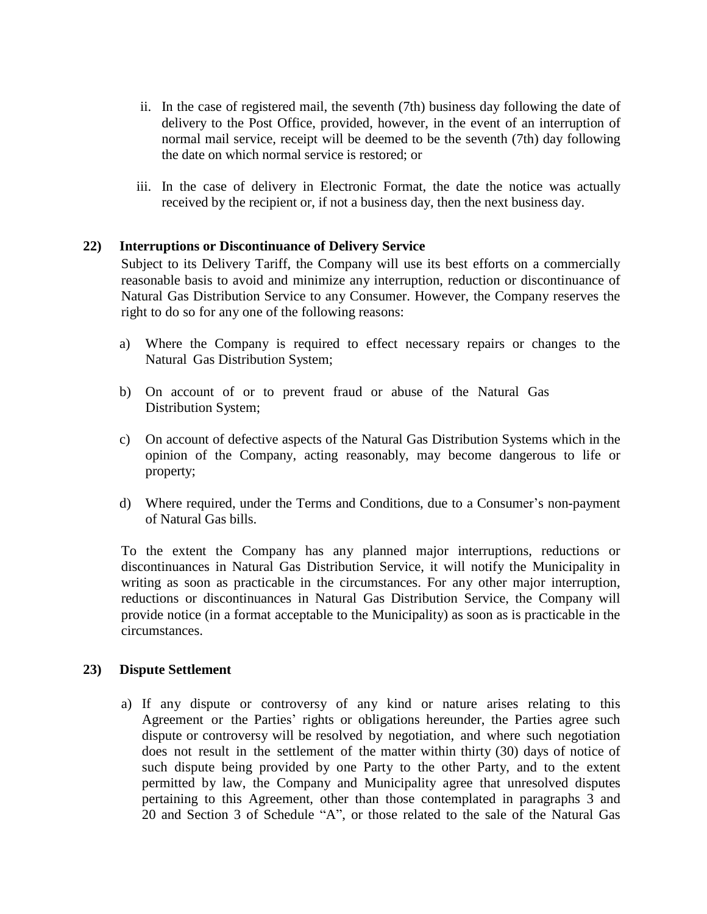ii. In the case of registered mail, the seventh (7th) business day following the date of delivery to the Post Office, provided, however, in the event of an interruption of normal mail service, receipt will be deemed to be the seventh (7th) day following the date on which normal service is restored; or

iii. In the case of delivery in Electronic Format, the date the notice was actually received by the recipient or, if not a business day, then the next business day.

**22) Interruptions or Discontinuance of Delivery Service**

Subject to its Delivery Tariff, the Company will use its best efforts on a commercially reasonable basis to avoid and minimize any interruption, reduction or discontinuance of Natural Gas Distribution Service to any Consumer. However, the Company reserves the right to do so for any one of the following reasons:

a) Where the Company is required to effect necessary repairs or changes to the Natural Gas Distribution System;

b) On account of or to prevent fraud or abuse of the Natural Gas Distribution System;

c) On account of defective aspects of the Natural Gas Distribution Systems which in the opinion of the Company, acting reasonably, may become dangerous to life or property;

d) Where required, under the Terms and Conditions, due to a Consumer's non-payment of Natural Gas bills.

To the extent the Company has any planned major interruptions, reductions or discontinuances in Natural Gas Distribution Service, it will notify the Municipality in writing as soon as practicable in the circumstances. For any other major interruption, reductions or discontinuances in Natural Gas Distribution Service, the Company will provide notice (in a format acceptable to the Municipality) as soon as is practicable in the circumstances.

**23) Dispute Settlement**

a) If any dispute or controversy of any kind or nature arises relating to this Agreement or the Parties' rights or obligations hereunder, the Parties agree such dispute or controversy will be resolved by negotiation, and where such negotiation does not result in the settlement of the matter within thirty (30) days of notice of such dispute being provided by one Party to the other Party, and to the extent permitted by law, the Company and Municipality agree that unresolved disputes pertaining to this Agreement, other than those contemplated in paragraphs 3 and 20 and Section 3 of Schedule "A", or those related to the sale of the Natural Gas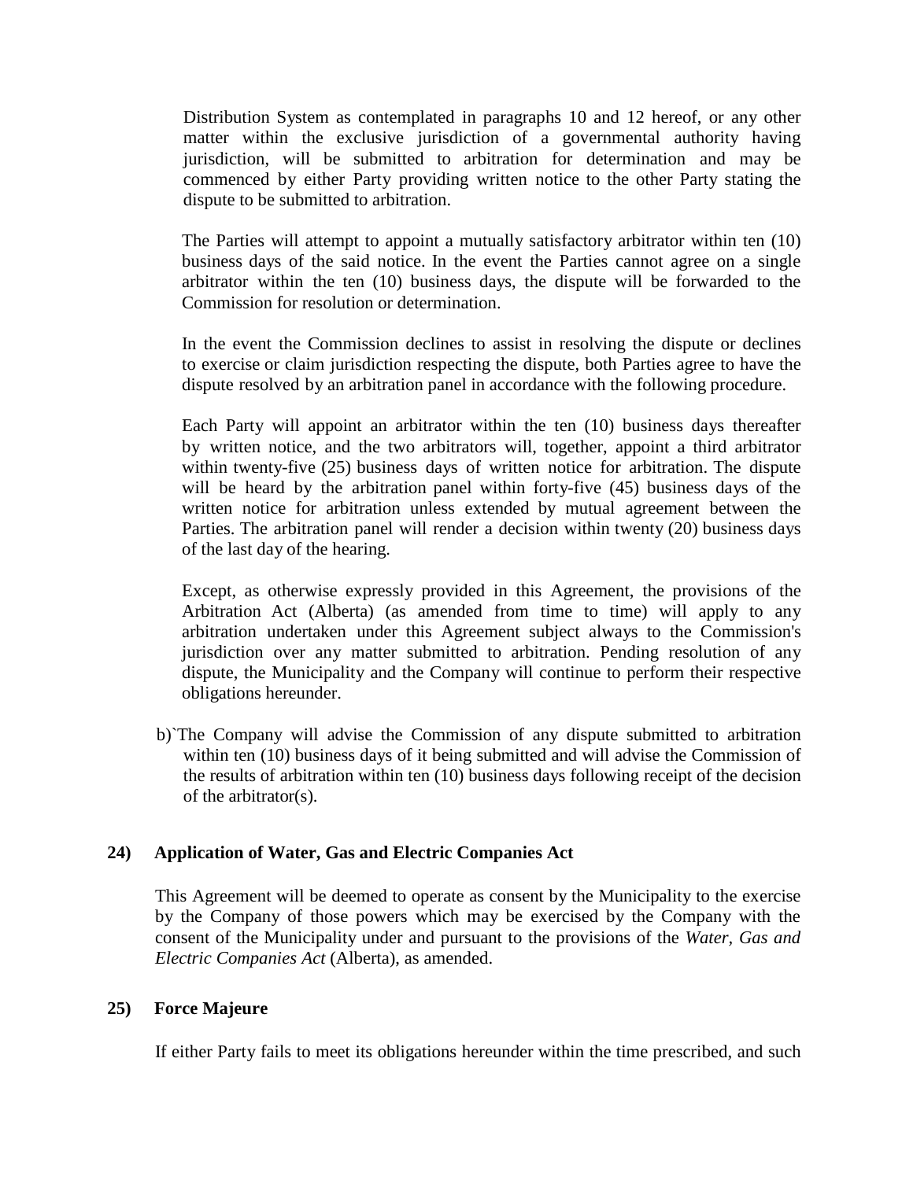Distribution System as contemplated in paragraphs 10 and 12 hereof, or any other matter within the exclusive jurisdiction of a governmental authority having jurisdiction, will be submitted to arbitration for determination and may be commenced by either Party providing written notice to the other Party stating the dispute to be submitted to arbitration.

The Parties will attempt to appoint a mutually satisfactory arbitrator within ten (10) business days of the said notice. In the event the Parties cannot agree on a single arbitrator within the ten (10) business days, the dispute will be forwarded to the Commission for resolution or determination.

In the event the Commission declines to assist in resolving the dispute or declines to exercise or claim jurisdiction respecting the dispute, both Parties agree to have the dispute resolved by an arbitration panel in accordance with the following procedure.

Each Party will appoint an arbitrator within the ten (10) business days thereafter by written notice, and the two arbitrators will, together, appoint a third arbitrator within twenty-five (25) business days of written notice for arbitration. The dispute will be heard by the arbitration panel within forty-five (45) business days of the written notice for arbitration unless extended by mutual agreement between the Parties. The arbitration panel will render a decision within twenty (20) business days of the last day of the hearing.

Except, as otherwise expressly provided in this Agreement, the provisions of the Arbitration Act (Alberta) (as amended from time to time) will apply to any arbitration undertaken under this Agreement subject always to the Commission's jurisdiction over any matter submitted to arbitration. Pending resolution of any dispute, the Municipality and the Company will continue to perform their respective obligations hereunder.

b)`The Company will advise the Commission of any dispute submitted to arbitration within ten (10) business days of it being submitted and will advise the Commission of the results of arbitration within ten (10) business days following receipt of the decision of the arbitrator(s).

## 24) Application of Water, Gas and Electric Companies Act

This Agreement will be deemed to operate as consent by the Municipality to the exercise by the Company of those powers which may be exercised by the Company with the consent of the Municipality under and pursuant to the provisions of the *Water, Gas and Electric Companies Act* (Alberta), as amended.

## 25) Force Majeure

If either Party fails to meet its obligations hereunder within the time prescribed, and such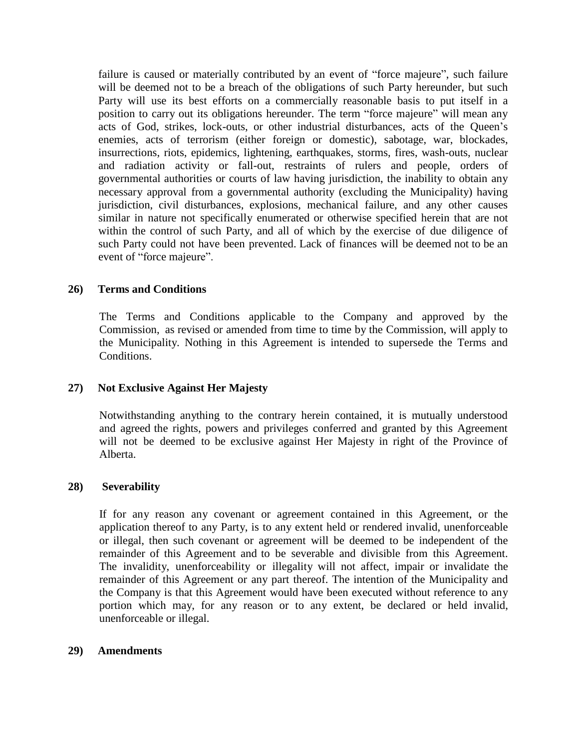failure is caused or materially contributed by an event of "force majeure", such failure will be deemed not to be a breach of the obligations of such Party hereunder, but such Party will use its best efforts on a commercially reasonable basis to put itself in a position to carry out its obligations hereunder. The term "force majeure" will mean any acts of God, strikes, lock-outs, or other industrial disturbances, acts of the Queen's enemies, acts of terrorism (either foreign or domestic), sabotage, war, blockades, insurrections, riots, epidemics, lightening, earthquakes, storms, fires, wash-outs, nuclear and radiation activity or fall-out, restraints of rulers and people, orders of governmental authorities or courts of law having jurisdiction, the inability to obtain any necessary approval from a governmental authority (excluding the Municipality) having jurisdiction, civil disturbances, explosions, mechanical failure, and any other causes similar in nature not specifically enumerated or otherwise specified herein that are not within the control of such Party, and all of which by the exercise of due diligence of such Party could not have been prevented. Lack of finances will be deemed not to be an event of "force majeure".

**26) Terms and Conditions**

The Terms and Conditions applicable to the Company and approved by the Commission, as revised or amended from time to time by the Commission, will apply to the Municipality. Nothing in this Agreement is intended to supersede the Terms and Conditions.

**27) Not Exclusive Against Her Majesty**

Notwithstanding anything to the contrary herein contained, it is mutually understood and agreed the rights, powers and privileges conferred and granted by this Agreement will not be deemed to be exclusive against Her Majesty in right of the Province of Alberta.

**28) Severability**

If for any reason any covenant or agreement contained in this Agreement, or the application thereof to any Party, is to any extent held or rendered invalid, unenforceable or illegal, then such covenant or agreement will be deemed to be independent of the remainder of this Agreement and to be severable and divisible from this Agreement. The invalidity, unenforceability or illegality will not affect, impair or invalidate the remainder of this Agreement or any part thereof. The intention of the Municipality and the Company is that this Agreement would have been executed without reference to any portion which may, for any reason or to any extent, be declared or held invalid, unenforceable or illegal.

**29) Amendments**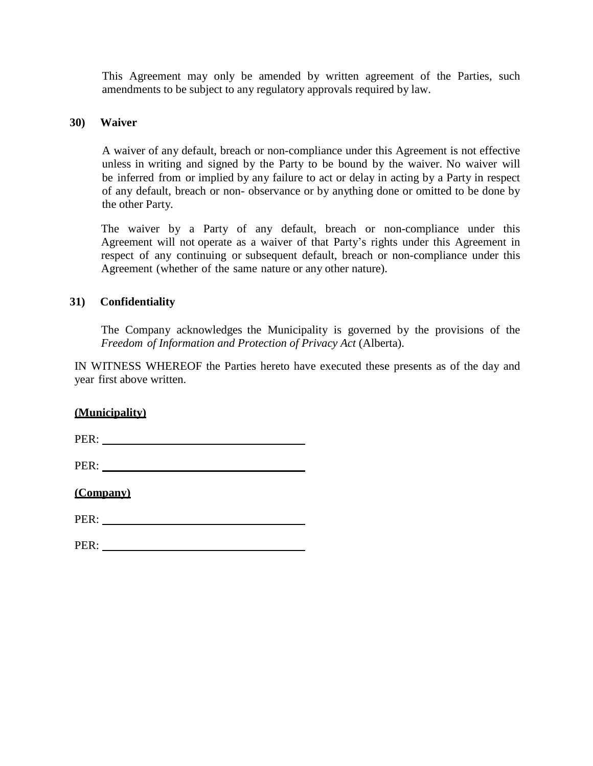This Agreement may only be amended by written agreement of the Parties, such amendments to be subject to any regulatory approvals required by law.

**30) Waiver**

A waiver of any default, breach or non-compliance under this Agreement is not effective unless in writing and signed by the Party to be bound by the waiver. No waiver will be inferred from or implied by any failure to act or delay in acting by a Party in respect of any default, breach or non- observance or by anything done or omitted to be done by the other Party.

The waiver by a Party of any default, breach or non-compliance under this Agreement will not operate as a waiver of that Party's rights under this Agreement in respect of any continuing or subsequent default, breach or non-compliance under this Agreement (whether of the same nature or any other nature).

**31) Confidentiality**

The Company acknowledges the Municipality is governed by the provisions of the *Freedom of Information and Protection of Privacy Act* (Alberta).

IN WITNESS WHEREOF the Parties hereto have executed these presents as of the day and year first above written.

**(Municipality)**

PER: ___________________________________

PER: ___________________________________

**(Company)**

PER: ___________________________________

PER: ___________________________________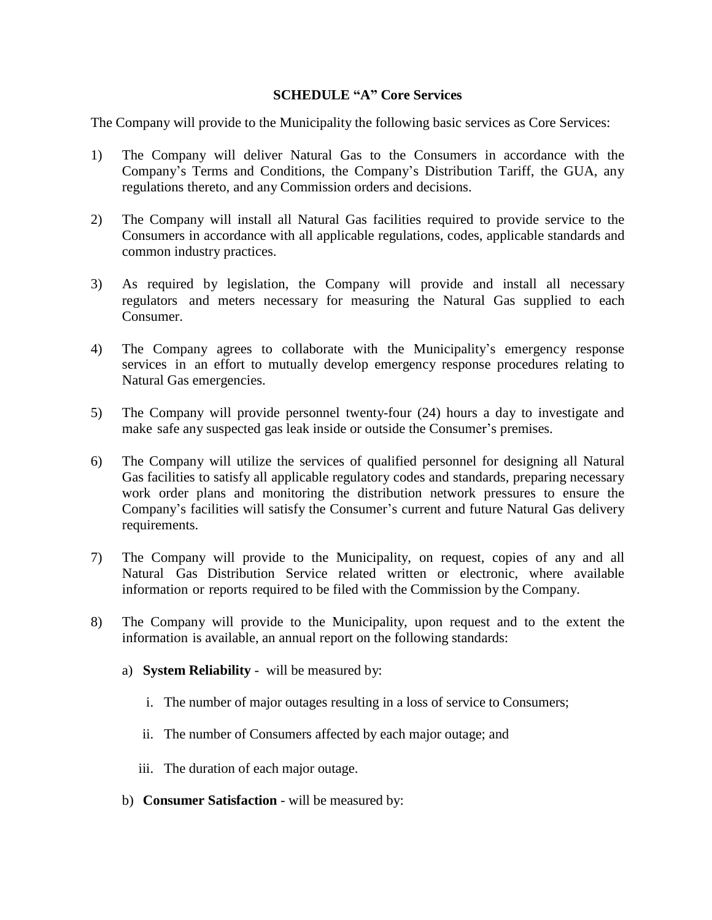## SCHEDULE "A" Core Services

The Company will provide to the Municipality the following basic services as Core Services:

1) The Company will deliver Natural Gas to the Consumers in accordance with the Company's Terms and Conditions, the Company's Distribution Tariff, the GUA, any regulations thereto, and any Commission orders and decisions.

2) The Company will install all Natural Gas facilities required to provide service to the Consumers in accordance with all applicable regulations, codes, applicable standards and common industry practices.

3) As required by legislation, the Company will provide and install all necessary regulators and meters necessary for measuring the Natural Gas supplied to each Consumer.

4) The Company agrees to collaborate with the Municipality's emergency response services in an effort to mutually develop emergency response procedures relating to Natural Gas emergencies.

5) The Company will provide personnel twenty-four (24) hours a day to investigate and make safe any suspected gas leak inside or outside the Consumer's premises.

6) The Company will utilize the services of qualified personnel for designing all Natural Gas facilities to satisfy all applicable regulatory codes and standards, preparing necessary work order plans and monitoring the distribution network pressures to ensure the Company's facilities will satisfy the Consumer's current and future Natural Gas delivery requirements.

7) The Company will provide to the Municipality, on request, copies of any and all Natural Gas Distribution Service related written or electronic, where available information or reports required to be filed with the Commission by the Company.

8) The Company will provide to the Municipality, upon request and to the extent the information is available, an annual report on the following standards:

   a) **System Reliability** - will be measured by:

      i. The number of major outages resulting in a loss of service to Consumers;

      ii. The number of Consumers affected by each major outage; and

      iii. The duration of each major outage.

   b) **Consumer Satisfaction** - will be measured by: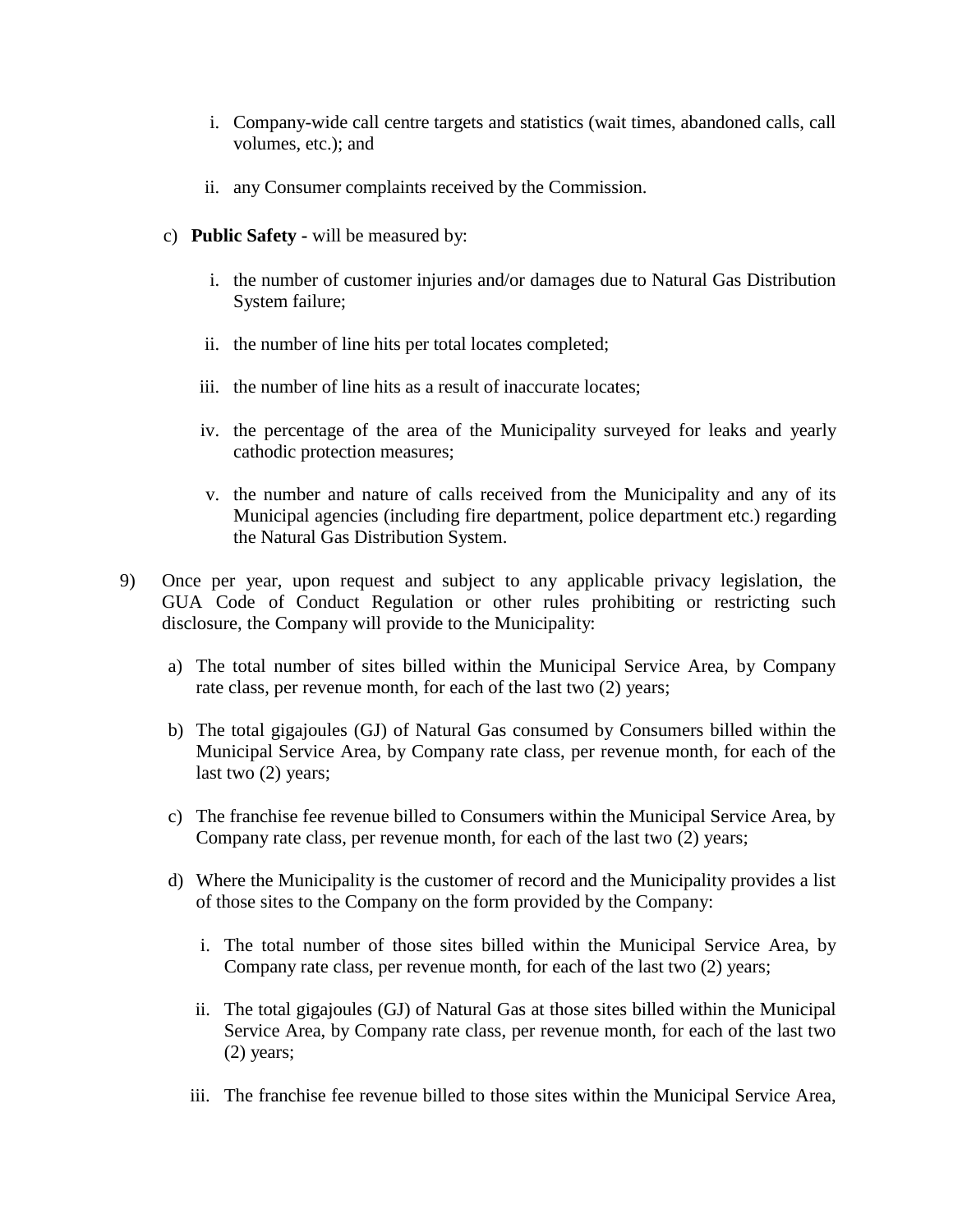i. Company-wide call centre targets and statistics (wait times, abandoned calls, call volumes, etc.); and

   ii. any Consumer complaints received by the Commission.

c) **Public Safety -** will be measured by:

   i. the number of customer injuries and/or damages due to Natural Gas Distribution System failure;

   ii. the number of line hits per total locates completed;

   iii. the number of line hits as a result of inaccurate locates;

   iv. the percentage of the area of the Municipality surveyed for leaks and yearly cathodic protection measures;

   v. the number and nature of calls received from the Municipality and any of its Municipal agencies (including fire department, police department etc.) regarding the Natural Gas Distribution System.

9) Once per year, upon request and subject to any applicable privacy legislation, the GUA Code of Conduct Regulation or other rules prohibiting or restricting such disclosure, the Company will provide to the Municipality:

   a) The total number of sites billed within the Municipal Service Area, by Company rate class, per revenue month, for each of the last two (2) years;

   b) The total gigajoules (GJ) of Natural Gas consumed by Consumers billed within the Municipal Service Area, by Company rate class, per revenue month, for each of the last two (2) years;

   c) The franchise fee revenue billed to Consumers within the Municipal Service Area, by Company rate class, per revenue month, for each of the last two (2) years;

   d) Where the Municipality is the customer of record and the Municipality provides a list of those sites to the Company on the form provided by the Company:

      i. The total number of those sites billed within the Municipal Service Area, by Company rate class, per revenue month, for each of the last two (2) years;

      ii. The total gigajoules (GJ) of Natural Gas at those sites billed within the Municipal Service Area, by Company rate class, per revenue month, for each of the last two (2) years;

      iii. The franchise fee revenue billed to those sites within the Municipal Service Area,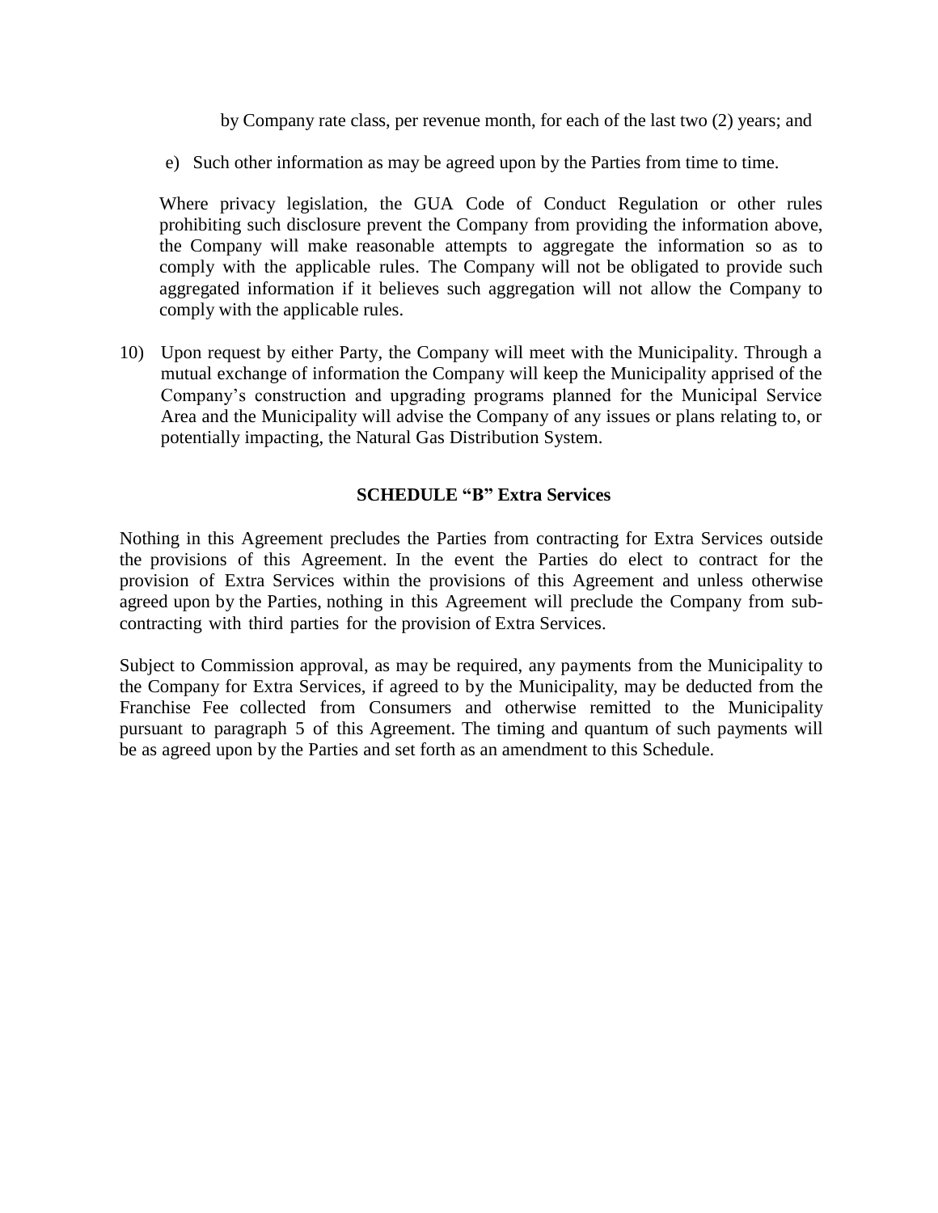by Company rate class, per revenue month, for each of the last two (2) years; and

e) Such other information as may be agreed upon by the Parties from time to time.

Where privacy legislation, the GUA Code of Conduct Regulation or other rules prohibiting such disclosure prevent the Company from providing the information above, the Company will make reasonable attempts to aggregate the information so as to comply with the applicable rules. The Company will not be obligated to provide such aggregated information if it believes such aggregation will not allow the Company to comply with the applicable rules.

10) Upon request by either Party, the Company will meet with the Municipality. Through a mutual exchange of information the Company will keep the Municipality apprised of the Company's construction and upgrading programs planned for the Municipal Service Area and the Municipality will advise the Company of any issues or plans relating to, or potentially impacting, the Natural Gas Distribution System.

## SCHEDULE "B" Extra Services

Nothing in this Agreement precludes the Parties from contracting for Extra Services outside the provisions of this Agreement. In the event the Parties do elect to contract for the provision of Extra Services within the provisions of this Agreement and unless otherwise agreed upon by the Parties, nothing in this Agreement will preclude the Company from sub-contracting with third parties for the provision of Extra Services.

Subject to Commission approval, as may be required, any payments from the Municipality to the Company for Extra Services, if agreed to by the Municipality, may be deducted from the Franchise Fee collected from Consumers and otherwise remitted to the Municipality pursuant to paragraph 5 of this Agreement. The timing and quantum of such payments will be as agreed upon by the Parties and set forth as an amendment to this Schedule.